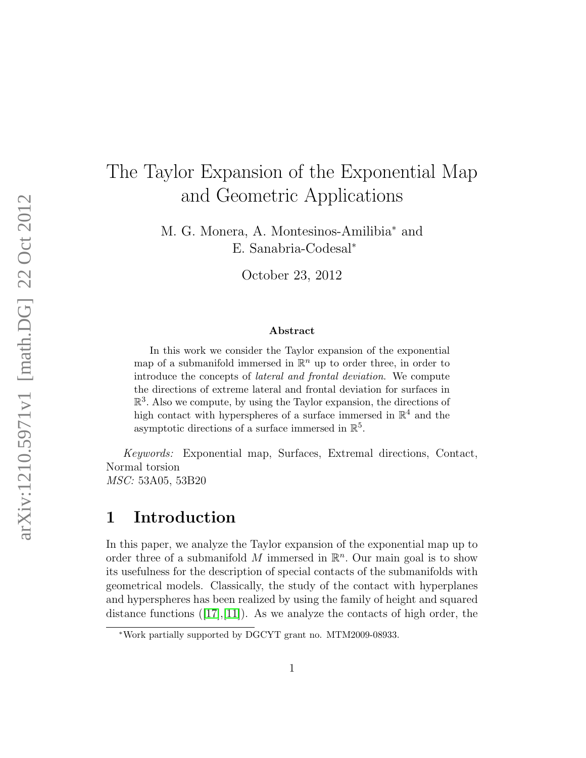# The Taylor Expansion of the Exponential Map and Geometric Applications

M. G. Monera, A. Montesinos-Amilibia* and E. Sanabria-Codesal*

October 23, 2012

### Abstract

In this work we consider the Taylor expansion of the exponential map of a submanifold immersed in $\mathbb{R}^n$ up to order three, in order to introduce the concepts of *lateral and frontal deviation*. We compute the directions of extreme lateral and frontal deviation for surfaces in $\mathbb{R}^3$. Also we compute, by using the Taylor expansion, the directions of high contact with hyperspheres of a surface immersed in $\mathbb{R}^4$ and the asymptotic directions of a surface immersed in $\mathbb{R}^5$.

*Keywords:* Exponential map, Surfaces, Extremal directions, Contact, Normal torsion
*MSC:* 53A05, 53B20

## 1 Introduction

In this paper, we analyze the Taylor expansion of the exponential map up to order three of a submanifold $M$ immersed in $\mathbb{R}^n$. Our main goal is to show its usefulness for the description of special contacts of the submanifolds with geometrical models. Classically, the study of the contact with hyperplanes and hyperspheres has been realized by using the family of height and squared distance functions ([17],[11]). As we analyze the contacts of high order, the

*Work partially supported by DGCYT grant no. MTM2009-08933.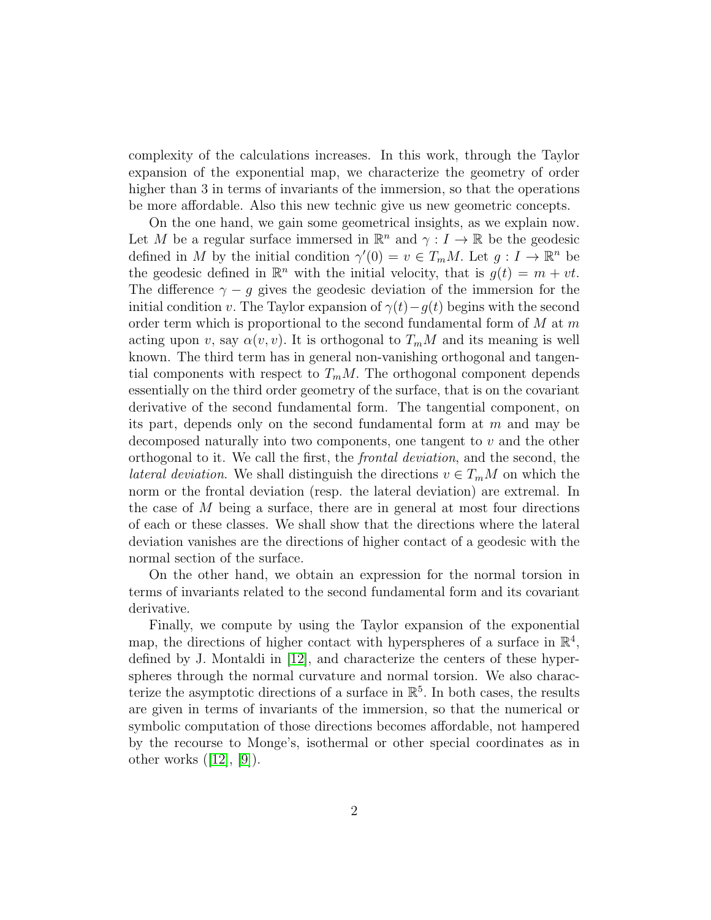complexity of the calculations increases. In this work, through the Taylor expansion of the exponential map, we characterize the geometry of order higher than 3 in terms of invariants of the immersion, so that the operations be more affordable. Also this new technic give us new geometric concepts.

On the one hand, we gain some geometrical insights, as we explain now. Let $M$ be a regular surface immersed in $\mathbb{R}^n$ and $\gamma : I \to \mathbb{R}$ be the geodesic defined in $M$ by the initial condition $\gamma'(0) = v \in T_mM$. Let $g : I \to \mathbb{R}^n$ be the geodesic defined in $\mathbb{R}^n$ with the initial velocity, that is $g(t) = m + vt$. The difference $\gamma - g$ gives the geodesic deviation of the immersion for the initial condition $v$. The Taylor expansion of $\gamma(t) - g(t)$ begins with the second order term which is proportional to the second fundamental form of $M$ at $m$ acting upon $v$, say $\alpha(v, v)$. It is orthogonal to $T_mM$ and its meaning is well known. The third term has in general non-vanishing orthogonal and tangential components with respect to $T_mM$. The orthogonal component depends essentially on the third order geometry of the surface, that is on the covariant derivative of the second fundamental form. The tangential component, on its part, depends only on the second fundamental form at $m$ and may be decomposed naturally into two components, one tangent to $v$ and the other orthogonal to it. We call the first, the *frontal deviation*, and the second, the *lateral deviation*. We shall distinguish the directions $v \in T_mM$ on which the norm or the frontal deviation (resp. the lateral deviation) are extremal. In the case of $M$ being a surface, there are in general at most four directions of each or these classes. We shall show that the directions where the lateral deviation vanishes are the directions of higher contact of a geodesic with the normal section of the surface.

On the other hand, we obtain an expression for the normal torsion in terms of invariants related to the second fundamental form and its covariant derivative.

Finally, we compute by using the Taylor expansion of the exponential map, the directions of higher contact with hyperspheres of a surface in $\mathbb{R}^4$, defined by J. Montaldi in [12], and characterize the centers of these hyperspheres through the normal curvature and normal torsion. We also characterize the asymptotic directions of a surface in $\mathbb{R}^5$. In both cases, the results are given in terms of invariants of the immersion, so that the numerical or symbolic computation of those directions becomes affordable, not hampered by the recourse to Monge's, isothermal or other special coordinates as in other works ([12], [9]).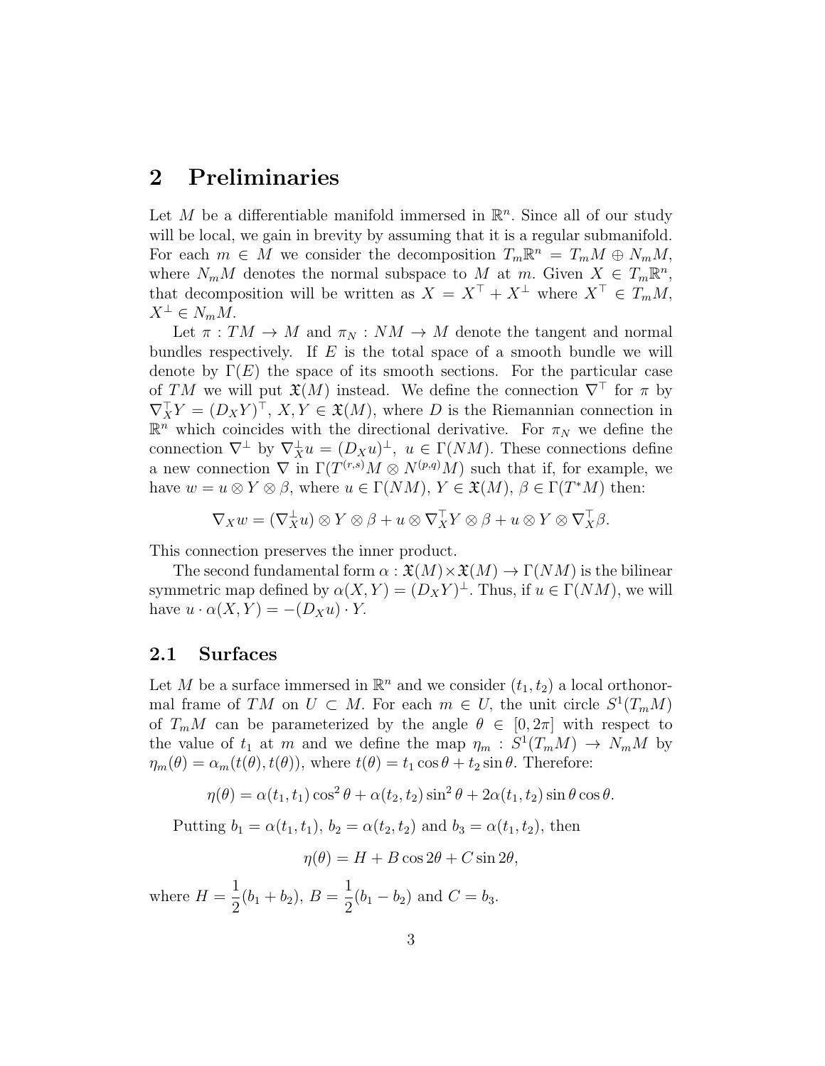## 2 Preliminaries

Let $M$ be a differentiable manifold immersed in $\mathbb{R}^n$. Since all of our study will be local, we gain in brevity by assuming that it is a regular submanifold. For each $m \in M$ we consider the decomposition $T_m\mathbb{R}^n = T_mM \oplus N_mM$, where $N_mM$ denotes the normal subspace to $M$ at $m$. Given $X \in T_m\mathbb{R}^n$, that decomposition will be written as $X = X^\top + X^\perp$ where $X^\top \in T_mM$, $X^\perp \in N_mM$.

Let $\pi : TM \to M$ and $\pi_N : NM \to M$ denote the tangent and normal bundles respectively. If $E$ is the total space of a smooth bundle we will denote by $\Gamma(E)$ the space of its smooth sections. For the particular case of $TM$ we will put $\mathfrak{X}(M)$ instead. We define the connection $\nabla^\top$ for $\pi$ by $\nabla^\top_X Y = (D_X Y)^\top$, $X, Y \in \mathfrak{X}(M)$, where $D$ is the Riemannian connection in $\mathbb{R}^n$ which coincides with the directional derivative. For $\pi_N$ we define the connection $\nabla^\perp$ by $\nabla^\perp_X u = (D_X u)^\perp$, $u \in \Gamma(NM)$. These connections define a new connection $\nabla$ in $\Gamma(T^{(r,s)}M \otimes N^{(p,q)}M)$ such that if, for example, we have $w = u \otimes Y \otimes \beta$, where $u \in \Gamma(NM)$, $Y \in \mathfrak{X}(M)$, $\beta \in \Gamma(T^*M)$ then:

$$\nabla_X w = (\nabla^\perp_X u) \otimes Y \otimes \beta + u \otimes \nabla^\top_X Y \otimes \beta + u \otimes Y \otimes \nabla^\top_X \beta.$$

This connection preserves the inner product.

The second fundamental form $\alpha : \mathfrak{X}(M) \times \mathfrak{X}(M) \to \Gamma(NM)$ is the bilinear symmetric map defined by $\alpha(X, Y) = (D_X Y)^\perp$. Thus, if $u \in \Gamma(NM)$, we will have $u \cdot \alpha(X, Y) = -(D_X u) \cdot Y$.

### 2.1 Surfaces

Let $M$ be a surface immersed in $\mathbb{R}^n$ and we consider $(t_1, t_2)$ a local orthonormal frame of $TM$ on $U \subset M$. For each $m \in U$, the unit circle $S^1(T_mM)$ of $T_mM$ can be parameterized by the angle $\theta \in [0, 2\pi]$ with respect to the value of $t_1$ at $m$ and we define the map $\eta_m : S^1(T_mM) \to N_mM$ by $\eta_m(\theta) = \alpha_m(t(\theta), t(\theta))$, where $t(\theta) = t_1 \cos\theta + t_2 \sin\theta$. Therefore:

$$\eta(\theta) = \alpha(t_1, t_1)\cos^2\theta + \alpha(t_2, t_2)\sin^2\theta + 2\alpha(t_1, t_2)\sin\theta\cos\theta.$$

Putting $b_1 = \alpha(t_1, t_1)$, $b_2 = \alpha(t_2, t_2)$ and $b_3 = \alpha(t_1, t_2)$, then

$$\eta(\theta) = H + B\cos 2\theta + C\sin 2\theta,$$

where $H = \dfrac{1}{2}(b_1 + b_2)$, $B = \dfrac{1}{2}(b_1 - b_2)$ and $C = b_3$.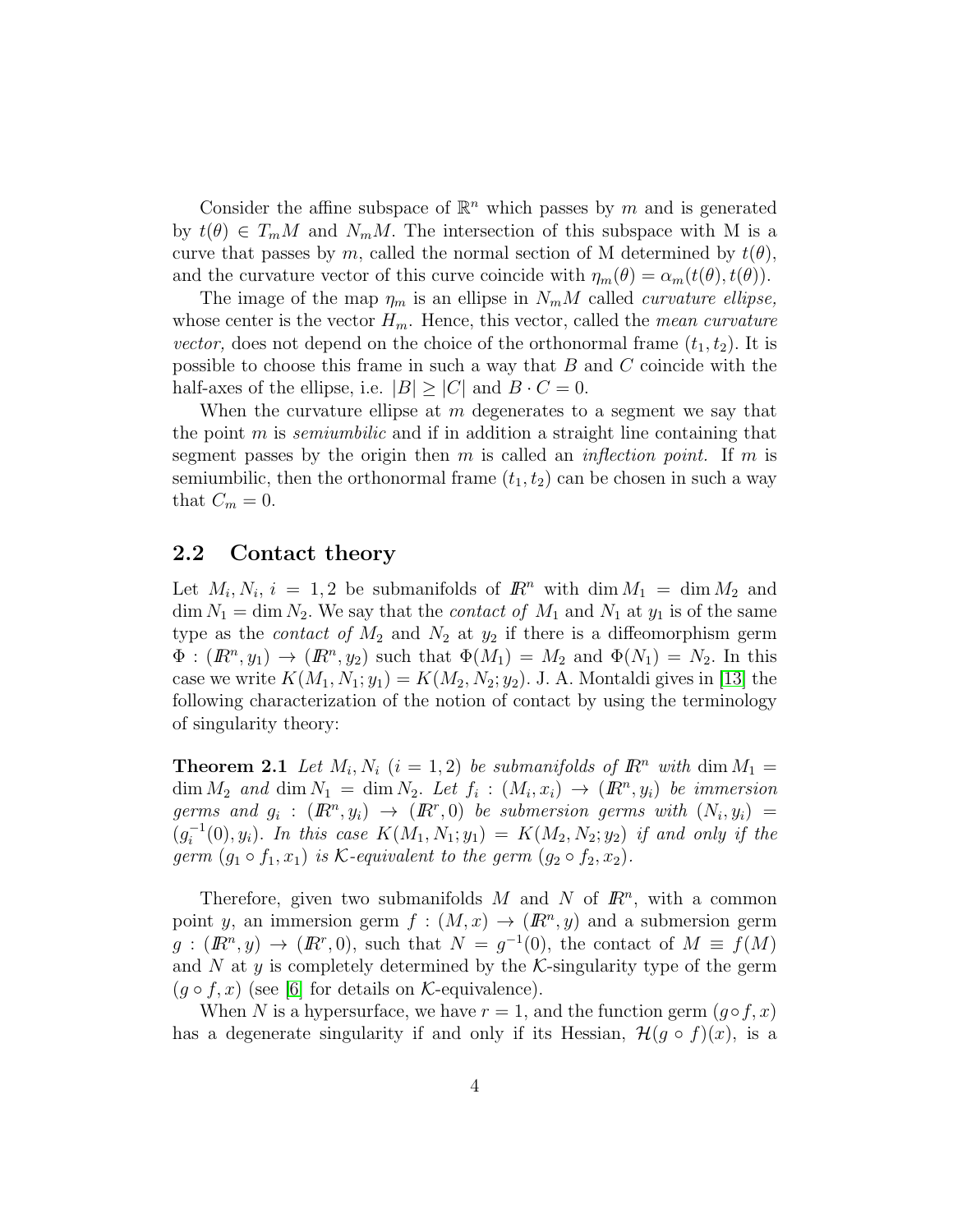Consider the affine subspace of $\mathbb{R}^n$ which passes by $m$ and is generated by $t(\theta) \in T_mM$ and $N_mM$. The intersection of this subspace with M is a curve that passes by $m$, called the normal section of M determined by $t(\theta)$, and the curvature vector of this curve coincide with $\eta_m(\theta) = \alpha_m(t(\theta), t(\theta))$.

The image of the map $\eta_m$ is an ellipse in $N_mM$ called *curvature ellipse,* whose center is the vector $H_m$. Hence, this vector, called the *mean curvature vector,* does not depend on the choice of the orthonormal frame $(t_1, t_2)$. It is possible to choose this frame in such a way that $B$ and $C$ coincide with the half-axes of the ellipse, i.e. $|B| \geq |C|$ and $B \cdot C = 0$.

When the curvature ellipse at $m$ degenerates to a segment we say that the point $m$ is *semiumbilic* and if in addition a straight line containing that segment passes by the origin then $m$ is called an *inflection point.* If $m$ is semiumbilic, then the orthonormal frame $(t_1, t_2)$ can be chosen in such a way that $C_m = 0$.

## 2.2 Contact theory

Let $M_i, N_i$, $i = 1, 2$ be submanifolds of $\mathbb{R}^n$ with $\dim M_1 = \dim M_2$ and $\dim N_1 = \dim N_2$. We say that the *contact of* $M_1$ and $N_1$ at $y_1$ is of the same type as the *contact of* $M_2$ and $N_2$ at $y_2$ if there is a diffeomorphism germ $\Phi : (\mathbb{R}^n, y_1) \to (\mathbb{R}^n, y_2)$ such that $\Phi(M_1) = M_2$ and $\Phi(N_1) = N_2$. In this case we write $K(M_1, N_1; y_1) = K(M_2, N_2; y_2)$. J. A. Montaldi gives in [13] the following characterization of the notion of contact by using the terminology of singularity theory:

**Theorem 2.1** *Let $M_i, N_i$ $(i = 1, 2)$ be submanifolds of $\mathbb{R}^n$ with $\dim M_1 = \dim M_2$ and $\dim N_1 = \dim N_2$. Let $f_i : (M_i, x_i) \to (\mathbb{R}^n, y_i)$ be immersion germs and $g_i : (\mathbb{R}^n, y_i) \to (\mathbb{R}^r, 0)$ be submersion germs with $(N_i, y_i) = (g_i^{-1}(0), y_i)$. In this case $K(M_1, N_1; y_1) = K(M_2, N_2; y_2)$ if and only if the germ $(g_1 \circ f_1, x_1)$ is $\mathcal{K}$-equivalent to the germ $(g_2 \circ f_2, x_2)$.*

Therefore, given two submanifolds $M$ and $N$ of $\mathbb{R}^n$, with a common point $y$, an immersion germ $f : (M, x) \to (\mathbb{R}^n, y)$ and a submersion germ $g : (\mathbb{R}^n, y) \to (\mathbb{R}^r, 0)$, such that $N = g^{-1}(0)$, the contact of $M \equiv f(M)$ and $N$ at $y$ is completely determined by the $\mathcal{K}$-singularity type of the germ $(g \circ f, x)$ (see [6] for details on $\mathcal{K}$-equivalence).

When $N$ is a hypersurface, we have $r = 1$, and the function germ $(g \circ f, x)$ has a degenerate singularity if and only if its Hessian, $\mathcal{H}(g \circ f)(x)$, is a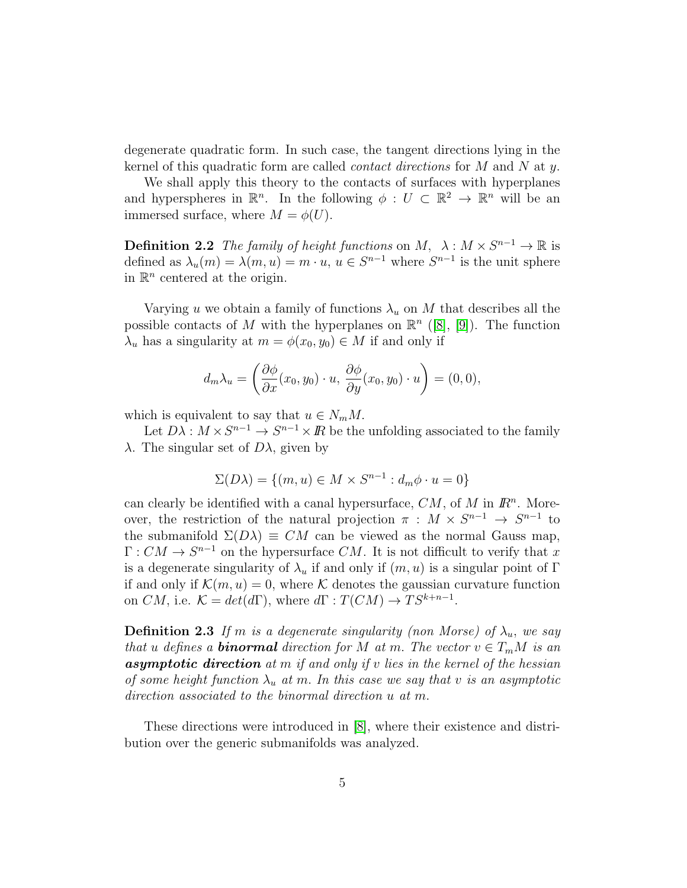degenerate quadratic form. In such case, the tangent directions lying in the kernel of this quadratic form are called *contact directions* for $M$ and $N$ at $y$.

We shall apply this theory to the contacts of surfaces with hyperplanes and hyperspheres in $\mathbb{R}^n$. In the following $\phi : U \subset \mathbb{R}^2 \to \mathbb{R}^n$ will be an immersed surface, where $M = \phi(U)$.

**Definition 2.2** *The family of height functions on* $M$, $\lambda : M \times S^{n-1} \to \mathbb{R}$ *is defined as* $\lambda_u(m) = \lambda(m, u) = m \cdot u$, $u \in S^{n-1}$ *where* $S^{n-1}$ *is the unit sphere in* $\mathbb{R}^n$ *centered at the origin.*

Varying $u$ we obtain a family of functions $\lambda_u$ on $M$ that describes all the possible contacts of $M$ with the hyperplanes on $\mathbb{R}^n$ ([8], [9]). The function $\lambda_u$ has a singularity at $m = \phi(x_0, y_0) \in M$ if and only if

$$d_m\lambda_u = \left( \frac{\partial \phi}{\partial x}(x_0, y_0) \cdot u, \, \frac{\partial \phi}{\partial y}(x_0, y_0) \cdot u \right) = (0, 0),$$

which is equivalent to say that $u \in N_m M$.

Let $D\lambda : M \times S^{n-1} \to S^{n-1} \times I\!R$ be the unfolding associated to the family $\lambda$. The singular set of $D\lambda$, given by

$$\Sigma(D\lambda) = \{(m, u) \in M \times S^{n-1} : d_m\phi \cdot u = 0\}$$

can clearly be identified with a canal hypersurface, $CM$, of $M$ in $I\!R^n$. Moreover, the restriction of the natural projection $\pi : M \times S^{n-1} \to S^{n-1}$ to the submanifold $\Sigma(D\lambda) \equiv CM$ can be viewed as the normal Gauss map, $\Gamma : CM \to S^{n-1}$ on the hypersurface $CM$. It is not difficult to verify that $x$ is a degenerate singularity of $\lambda_u$ if and only if $(m, u)$ is a singular point of $\Gamma$ if and only if $\mathcal{K}(m, u) = 0$, where $\mathcal{K}$ denotes the gaussian curvature function on $CM$, i.e. $\mathcal{K} = det(d\Gamma)$, where $d\Gamma : T(CM) \to TS^{k+n-1}$.

**Definition 2.3** *If $m$ is a degenerate singularity (non Morse) of $\lambda_u$, we say that $u$ defines a **binormal** direction for $M$ at $m$. The vector $v \in T_m M$ is an **asymptotic direction** at $m$ if and only if $v$ lies in the kernel of the hessian of some height function $\lambda_u$ at $m$. In this case we say that $v$ is an asymptotic direction associated to the binormal direction $u$ at $m$.*

These directions were introduced in [8], where their existence and distribution over the generic submanifolds was analyzed.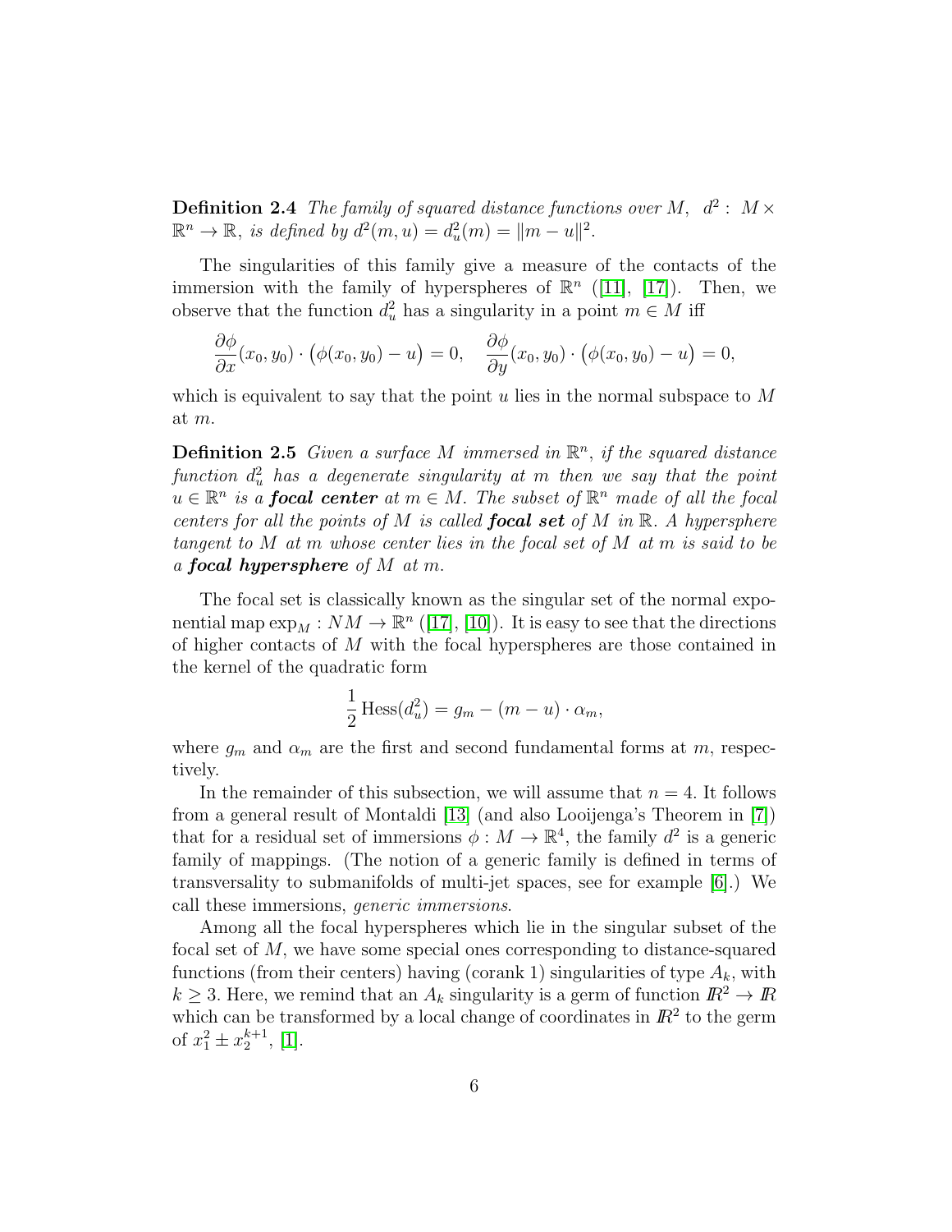**Definition 2.4** *The family of squared distance functions over $M$, $d^2 : M \times \mathbb{R}^n \to \mathbb{R}$, is defined by $d^2(m,u) = d_u^2(m) = \|m-u\|^2$.*

The singularities of this family give a measure of the contacts of the immersion with the family of hyperspheres of $\mathbb{R}^n$ ([11], [17]). Then, we observe that the function $d_u^2$ has a singularity in a point $m \in M$ iff

$$\frac{\partial \phi}{\partial x}(x_0,y_0) \cdot \big(\phi(x_0,y_0) - u\big) = 0, \quad \frac{\partial \phi}{\partial y}(x_0,y_0) \cdot \big(\phi(x_0,y_0) - u\big) = 0,$$

which is equivalent to say that the point $u$ lies in the normal subspace to $M$ at $m$.

**Definition 2.5** *Given a surface $M$ immersed in $\mathbb{R}^n$, if the squared distance function $d_u^2$ has a degenerate singularity at $m$ then we say that the point $u \in \mathbb{R}^n$ is a* ***focal center*** *at $m \in M$. The subset of $\mathbb{R}^n$ made of all the focal centers for all the points of $M$ is called* ***focal set*** *of $M$ in $\mathbb{R}$. A hypersphere tangent to $M$ at $m$ whose center lies in the focal set of $M$ at $m$ is said to be a* ***focal hypersphere*** *of $M$ at $m$.*

The focal set is classically known as the singular set of the normal exponential map $\exp_M : NM \to \mathbb{R}^n$ ([17], [10]). It is easy to see that the directions of higher contacts of $M$ with the focal hyperspheres are those contained in the kernel of the quadratic form

$$\frac{1}{2}\operatorname{Hess}(d_u^2) = g_m - (m-u)\cdot \alpha_m,$$

where $g_m$ and $\alpha_m$ are the first and second fundamental forms at $m$, respectively.

In the remainder of this subsection, we will assume that $n = 4$. It follows from a general result of Montaldi [13] (and also Looijenga's Theorem in [7]) that for a residual set of immersions $\phi : M \to \mathbb{R}^4$, the family $d^2$ is a generic family of mappings. (The notion of a generic family is defined in terms of transversality to submanifolds of multi-jet spaces, see for example [6].) We call these immersions, *generic immersions*.

Among all the focal hyperspheres which lie in the singular subset of the focal set of $M$, we have some special ones corresponding to distance-squared functions (from their centers) having (corank 1) singularities of type $A_k$, with $k \geq 3$. Here, we remind that an $A_k$ singularity is a germ of function $\mathbb{R}^2 \to \mathbb{R}$ which can be transformed by a local change of coordinates in $\mathbb{R}^2$ to the germ of $x_1^2 \pm x_2^{k+1}$, [1].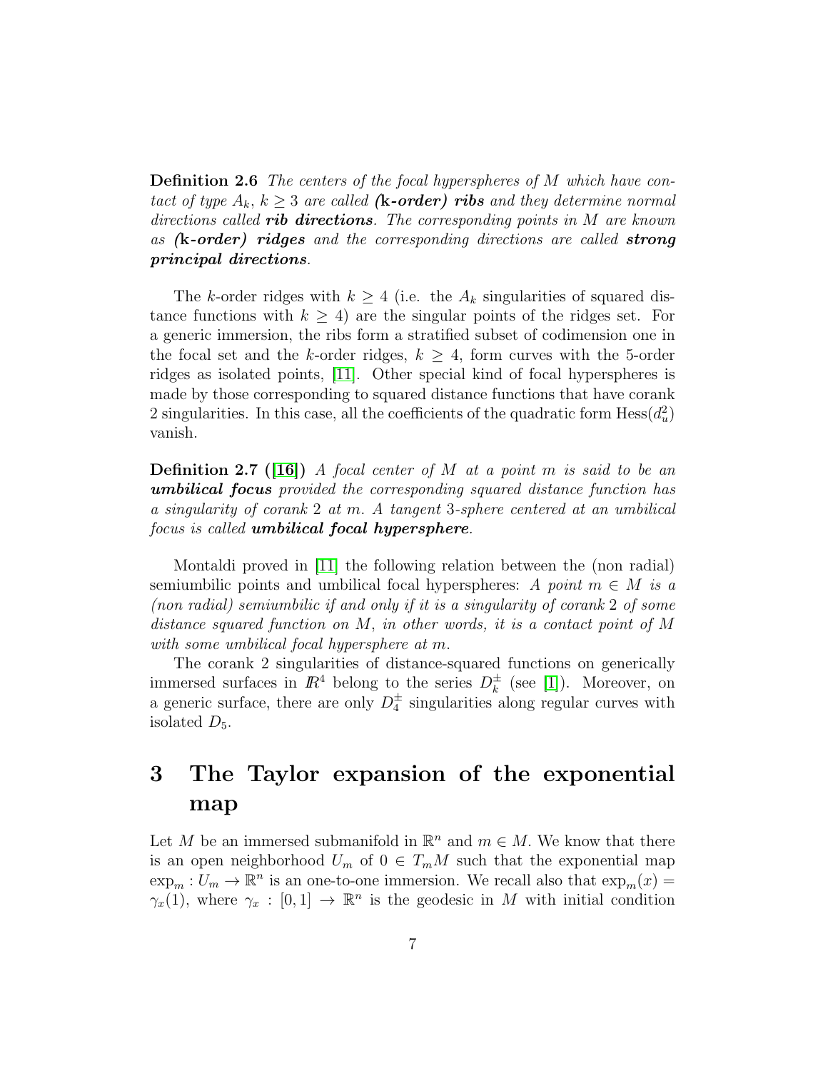**Definition 2.6** *The centers of the focal hyperspheres of $M$ which have contact of type $A_k$, $k \geq 3$ are called **(k-order) ribs** and they determine normal directions called **rib directions**. The corresponding points in $M$ are known as **(k-order) ridges** and the corresponding directions are called **strong principal directions**.*

The $k$-order ridges with $k \geq 4$ (i.e. the $A_k$ singularities of squared distance functions with $k \geq 4$) are the singular points of the ridges set. For a generic immersion, the ribs form a stratified subset of codimension one in the focal set and the $k$-order ridges, $k \geq 4$, form curves with the 5-order ridges as isolated points, [11]. Other special kind of focal hyperspheres is made by those corresponding to squared distance functions that have corank 2 singularities. In this case, all the coefficients of the quadratic form $\text{Hess}(d_u^2)$ vanish.

**Definition 2.7 ([16])** *A focal center of $M$ at a point $m$ is said to be an **umbilical focus** provided the corresponding squared distance function has a singularity of corank 2 at $m$. A tangent 3-sphere centered at an umbilical focus is called **umbilical focal hypersphere**.*

Montaldi proved in [11] the following relation between the (non radial) semiumbilic points and umbilical focal hyperspheres: *A point $m \in M$ is a (non radial) semiumbilic if and only if it is a singularity of corank 2 of some distance squared function on $M$, in other words, it is a contact point of $M$ with some umbilical focal hypersphere at $m$.*

The corank 2 singularities of distance-squared functions on generically immersed surfaces in $I\!R^4$ belong to the series $D_k^{\pm}$ (see [1]). Moreover, on a generic surface, there are only $D_4^{\pm}$ singularities along regular curves with isolated $D_5$.

# 3 The Taylor expansion of the exponential map

Let $M$ be an immersed submanifold in $\mathbb{R}^n$ and $m \in M$. We know that there is an open neighborhood $U_m$ of $0 \in T_mM$ such that the exponential map $\exp_m : U_m \to \mathbb{R}^n$ is an one-to-one immersion. We recall also that $\exp_m(x) = \gamma_x(1)$, where $\gamma_x : [0,1] \to \mathbb{R}^n$ is the geodesic in $M$ with initial condition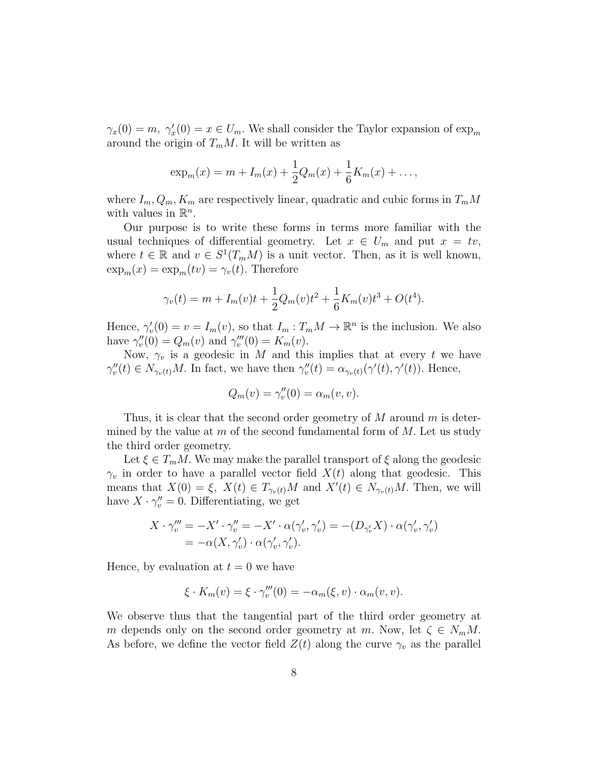$\gamma_x(0) = m,\ \gamma_x'(0) = x \in U_m$. We shall consider the Taylor expansion of $\exp_m$ around the origin of $T_mM$. It will be written as

$$\exp_m(x) = m + I_m(x) + \frac{1}{2}Q_m(x) + \frac{1}{6}K_m(x) + \dots,$$

where $I_m, Q_m, K_m$ are respectively linear, quadratic and cubic forms in $T_mM$ with values in $\mathbb{R}^n$.

Our purpose is to write these forms in terms more familiar with the usual techniques of differential geometry. Let $x \in U_m$ and put $x = tv$, where $t \in \mathbb{R}$ and $v \in S^1(T_mM)$ is a unit vector. Then, as it is well known, $\exp_m(x) = \exp_m(tv) = \gamma_v(t)$. Therefore

$$\gamma_v(t) = m + I_m(v)t + \frac{1}{2}Q_m(v)t^2 + \frac{1}{6}K_m(v)t^3 + O(t^4).$$

Hence, $\gamma_v'(0) = v = I_m(v)$, so that $I_m : T_mM \to \mathbb{R}^n$ is the inclusion. We also have $\gamma_v''(0) = Q_m(v)$ and $\gamma_v'''(0) = K_m(v)$.

Now, $\gamma_v$ is a geodesic in $M$ and this implies that at every $t$ we have $\gamma_v''(t) \in N_{\gamma_v(t)}M$. In fact, we have then $\gamma_v''(t) = \alpha_{\gamma_v(t)}(\gamma'(t), \gamma'(t))$. Hence,

$$Q_m(v) = \gamma_v''(0) = \alpha_m(v, v).$$

Thus, it is clear that the second order geometry of $M$ around $m$ is determined by the value at $m$ of the second fundamental form of $M$. Let us study the third order geometry.

Let $\xi \in T_mM$. We may make the parallel transport of $\xi$ along the geodesic $\gamma_v$ in order to have a parallel vector field $X(t)$ along that geodesic. This means that $X(0) = \xi,\ X(t) \in T_{\gamma_v(t)}M$ and $X'(t) \in N_{\gamma_v(t)}M$. Then, we will have $X \cdot \gamma_v'' = 0$. Differentiating, we get

$$\begin{aligned} X \cdot \gamma_v''' &= -X' \cdot \gamma_v'' = -X' \cdot \alpha(\gamma_v', \gamma_v') = -(D_{\gamma_v'}X) \cdot \alpha(\gamma_v', \gamma_v') \\ &= -\alpha(X, \gamma_v') \cdot \alpha(\gamma_v', \gamma_v'). \end{aligned}$$

Hence, by evaluation at $t = 0$ we have

$$\xi \cdot K_m(v) = \xi \cdot \gamma_v'''(0) = -\alpha_m(\xi, v) \cdot \alpha_m(v, v).$$

We observe thus that the tangential part of the third order geometry at $m$ depends only on the second order geometry at $m$. Now, let $\zeta \in N_mM$. As before, we define the vector field $Z(t)$ along the curve $\gamma_v$ as the parallel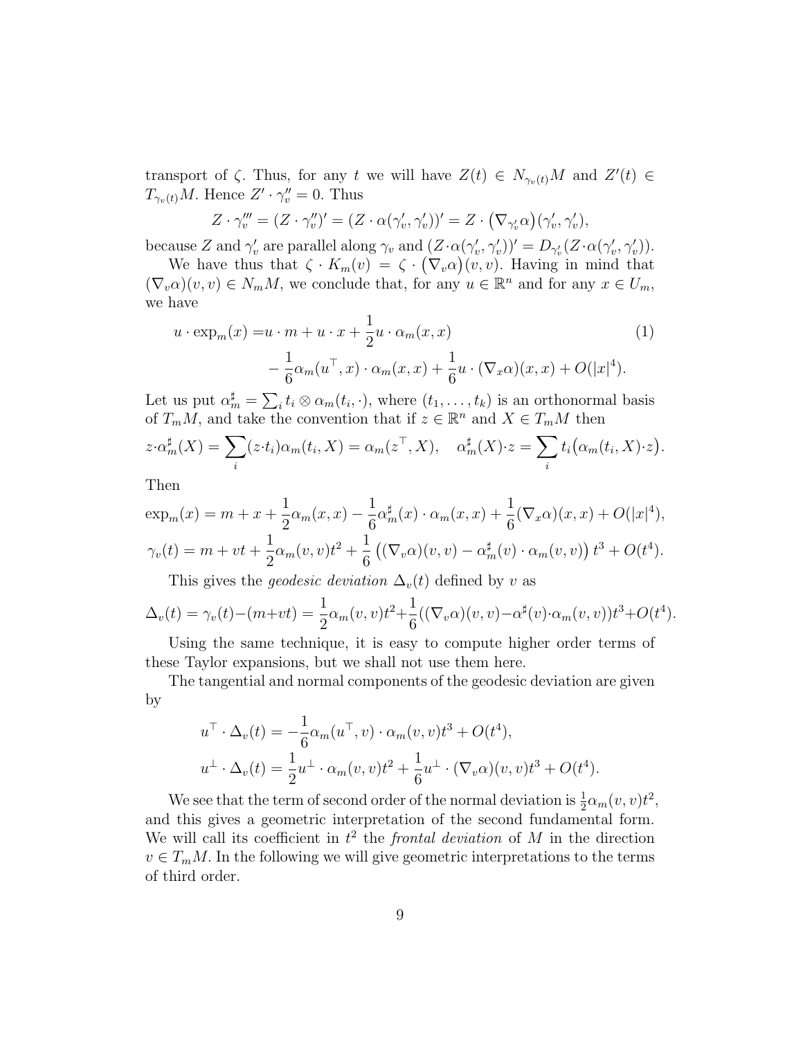transport of $\zeta$. Thus, for any $t$ we will have $Z(t) \in N_{\gamma_v(t)}M$ and $Z'(t) \in T_{\gamma_v(t)}M$. Hence $Z' \cdot \gamma_v'' = 0$. Thus

$$Z \cdot \gamma_v''' = (Z \cdot \gamma_v'')' = (Z \cdot \alpha(\gamma_v', \gamma_v'))' = Z \cdot \big(\nabla_{\gamma_v'}\alpha\big)(\gamma_v', \gamma_v'),$$

because $Z$ and $\gamma_v'$ are parallel along $\gamma_v$ and $(Z\cdot\alpha(\gamma_v', \gamma_v'))' = D_{\gamma_v'}(Z\cdot\alpha(\gamma_v', \gamma_v'))$.

We have thus that $\zeta \cdot K_m(v) = \zeta \cdot \big(\nabla_v\alpha\big)(v, v)$. Having in mind that $(\nabla_v\alpha)(v, v) \in N_mM$, we conclude that, for any $u \in \mathbb{R}^n$ and for any $x \in U_m$, we have

$$\begin{aligned} u \cdot \exp_m(x) =& u \cdot m + u \cdot x + \frac{1}{2} u \cdot \alpha_m(x, x) \\ &- \frac{1}{6}\alpha_m(u^\top, x) \cdot \alpha_m(x, x) + \frac{1}{6} u \cdot (\nabla_x\alpha)(x, x) + O(|x|^4). \end{aligned} \tag{1}$$

Let us put $\alpha_m^\sharp = \sum_i t_i \otimes \alpha_m(t_i, \cdot)$, where $(t_1, \ldots, t_k)$ is an orthonormal basis of $T_mM$, and take the convention that if $z \in \mathbb{R}^n$ and $X \in T_mM$ then

$$z\cdot\alpha_m^\sharp(X) = \sum_i (z\cdot t_i)\alpha_m(t_i, X) = \alpha_m(z^\top, X), \quad \alpha_m^\sharp(X)\cdot z = \sum_i t_i\big(\alpha_m(t_i, X)\cdot z\big).$$

Then

$$\exp_m(x) = m + x + \frac{1}{2}\alpha_m(x, x) - \frac{1}{6}\alpha_m^\sharp(x) \cdot \alpha_m(x, x) + \frac{1}{6}(\nabla_x\alpha)(x, x) + O(|x|^4),$$

$$\gamma_v(t) = m + vt + \frac{1}{2}\alpha_m(v, v)t^2 + \frac{1}{6}\left((\nabla_v\alpha)(v, v) - \alpha_m^\sharp(v) \cdot \alpha_m(v, v)\right) t^3 + O(t^4).$$

This gives the *geodesic deviation* $\Delta_v(t)$ defined by $v$ as

$$\Delta_v(t) = \gamma_v(t) - (m+vt) = \frac{1}{2}\alpha_m(v, v)t^2 + \frac{1}{6}((\nabla_v\alpha)(v, v) - \alpha^\sharp(v)\cdot\alpha_m(v, v))t^3 + O(t^4).$$

Using the same technique, it is easy to compute higher order terms of these Taylor expansions, but we shall not use them here.

The tangential and normal components of the geodesic deviation are given by

$$\begin{aligned} u^\top \cdot \Delta_v(t) &= -\frac{1}{6}\alpha_m(u^\top, v) \cdot \alpha_m(v, v)t^3 + O(t^4), \\ u^\perp \cdot \Delta_v(t) &= \frac{1}{2}u^\perp \cdot \alpha_m(v, v)t^2 + \frac{1}{6}u^\perp \cdot (\nabla_v\alpha)(v, v)t^3 + O(t^4). \end{aligned}$$

We see that the term of second order of the normal deviation is $\frac{1}{2}\alpha_m(v, v)t^2$, and this gives a geometric interpretation of the second fundamental form. We will call its coefficient in $t^2$ the *frontal deviation* of $M$ in the direction $v \in T_mM$. In the following we will give geometric interpretations to the terms of third order.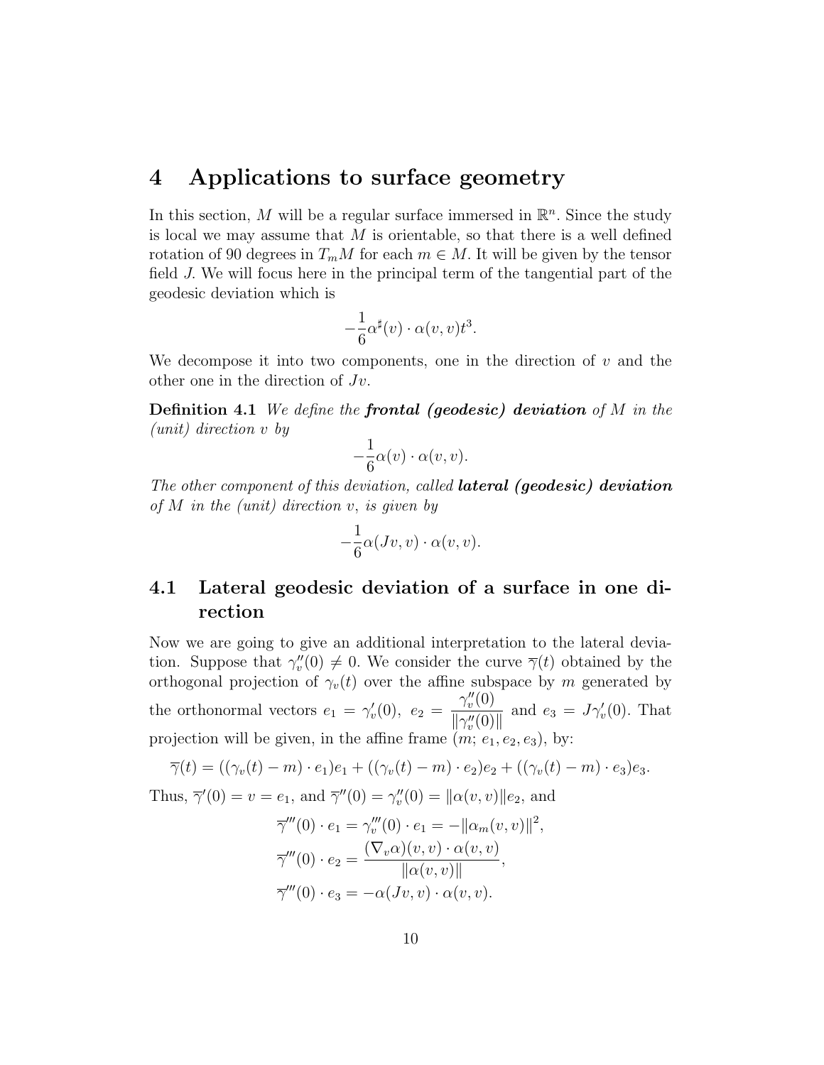# 4 Applications to surface geometry

In this section, $M$ will be a regular surface immersed in $\mathbb{R}^n$. Since the study is local we may assume that $M$ is orientable, so that there is a well defined rotation of 90 degrees in $T_mM$ for each $m \in M$. It will be given by the tensor field $J$. We will focus here in the principal term of the tangential part of the geodesic deviation which is

$$-\frac{1}{6}\alpha^\sharp(v) \cdot \alpha(v,v)t^3.$$

We decompose it into two components, one in the direction of $v$ and the other one in the direction of $Jv$.

**Definition 4.1** *We define the* ***frontal (geodesic) deviation*** *of $M$ in the (unit) direction $v$ by*

$$-\frac{1}{6}\alpha(v) \cdot \alpha(v,v).$$

*The other component of this deviation, called* ***lateral (geodesic) deviation*** *of $M$ in the (unit) direction $v$, is given by*

$$-\frac{1}{6}\alpha(Jv,v) \cdot \alpha(v,v).$$

## 4.1 Lateral geodesic deviation of a surface in one direction

Now we are going to give an additional interpretation to the lateral deviation. Suppose that $\gamma_v''(0) \neq 0$. We consider the curve $\overline{\gamma}(t)$ obtained by the orthogonal projection of $\gamma_v(t)$ over the affine subspace by $m$ generated by the orthonormal vectors $e_1 = \gamma_v'(0)$, $e_2 = \dfrac{\gamma_v''(0)}{\|\gamma_v''(0)\|}$ and $e_3 = J\gamma_v'(0)$. That projection will be given, in the affine frame $(m; e_1, e_2, e_3)$, by:

$$\overline{\gamma}(t) = ((\gamma_v(t) - m) \cdot e_1)e_1 + ((\gamma_v(t) - m) \cdot e_2)e_2 + ((\gamma_v(t) - m) \cdot e_3)e_3.$$

Thus, $\overline{\gamma}'(0) = v = e_1$, and $\overline{\gamma}''(0) = \gamma_v''(0) = \|\alpha(v,v)\|e_2$, and

$$\overline{\gamma}'''(0) \cdot e_1 = \gamma_v'''(0) \cdot e_1 = -\|\alpha_m(v,v)\|^2,$$

$$\overline{\gamma}'''(0) \cdot e_2 = \frac{(\nabla_v \alpha)(v,v) \cdot \alpha(v,v)}{\|\alpha(v,v)\|},$$

$$\overline{\gamma}'''(0) \cdot e_3 = -\alpha(Jv,v) \cdot \alpha(v,v).$$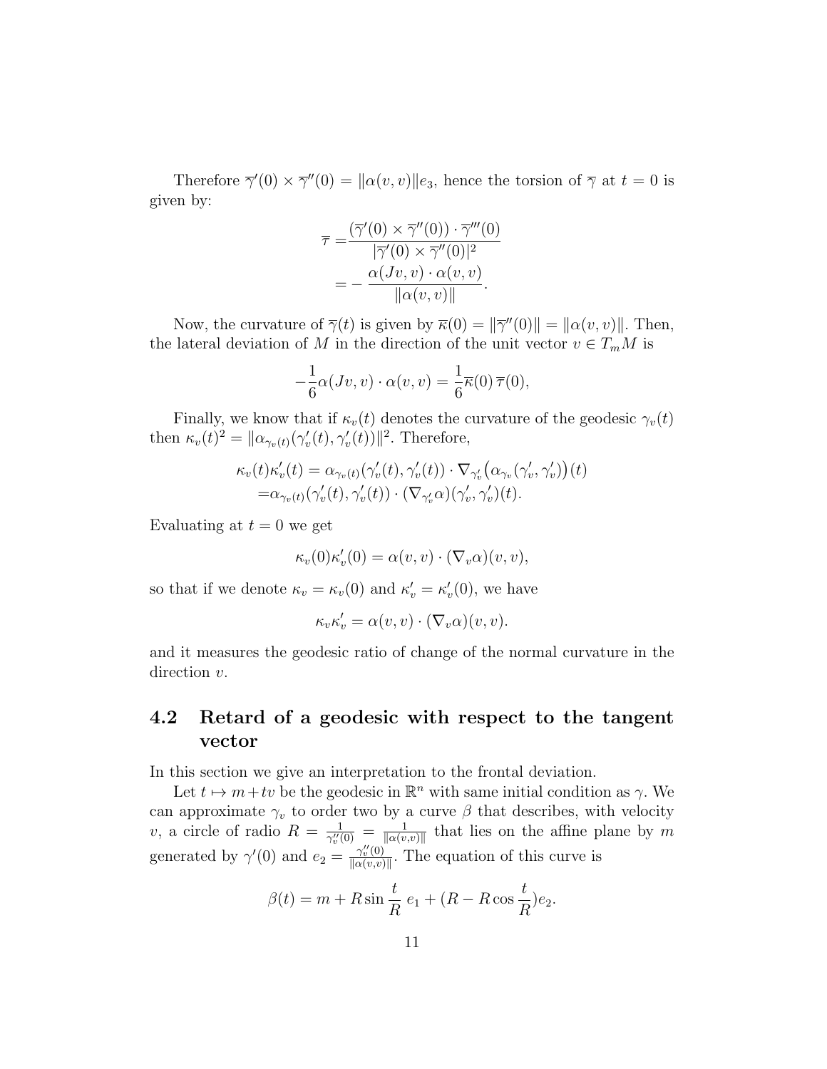Therefore $\overline{\gamma}'(0) \times \overline{\gamma}''(0) = \|\alpha(v,v)\| e_3$, hence the torsion of $\overline{\gamma}$ at $t=0$ is given by:

$$
\begin{aligned}
\overline{\tau} =& \frac{(\overline{\gamma}'(0) \times \overline{\gamma}''(0)) \cdot \overline{\gamma}'''(0)}{|\overline{\gamma}'(0) \times \overline{\gamma}''(0)|^2} \\
=& -\frac{\alpha(Jv,v) \cdot \alpha(v,v)}{\|\alpha(v,v)\|}.
\end{aligned}
$$

Now, the curvature of $\overline{\gamma}(t)$ is given by $\overline{\kappa}(0) = \|\overline{\gamma}''(0)\| = \|\alpha(v,v)\|$. Then, the lateral deviation of $M$ in the direction of the unit vector $v \in T_m M$ is

$$
-\frac{1}{6}\alpha(Jv,v) \cdot \alpha(v,v) = \frac{1}{6}\overline{\kappa}(0)\,\overline{\tau}(0),
$$

Finally, we know that if $\kappa_v(t)$ denotes the curvature of the geodesic $\gamma_v(t)$ then $\kappa_v(t)^2 = \|\alpha_{\gamma_v(t)}(\gamma_v'(t), \gamma_v'(t))\|^2$. Therefore,

$$
\begin{aligned}
\kappa_v(t)\kappa_v'(t) =& \alpha_{\gamma_v(t)}(\gamma_v'(t), \gamma_v'(t)) \cdot \nabla_{\gamma_v'}\big(\alpha_{\gamma_v}(\gamma_v', \gamma_v')\big)(t) \\
=& \alpha_{\gamma_v(t)}(\gamma_v'(t), \gamma_v'(t)) \cdot (\nabla_{\gamma_v'}\alpha)(\gamma_v', \gamma_v')(t).
\end{aligned}
$$

Evaluating at $t=0$ we get

$$
\kappa_v(0)\kappa_v'(0) = \alpha(v,v) \cdot (\nabla_v \alpha)(v,v),
$$

so that if we denote $\kappa_v = \kappa_v(0)$ and $\kappa_v' = \kappa_v'(0)$, we have

$$
\kappa_v \kappa_v' = \alpha(v,v) \cdot (\nabla_v \alpha)(v,v).
$$

and it measures the geodesic ratio of change of the normal curvature in the direction $v$.

## 4.2 Retard of a geodesic with respect to the tangent vector

In this section we give an interpretation to the frontal deviation.

Let $t \mapsto m + tv$ be the geodesic in $\mathbb{R}^n$ with same initial condition as $\gamma$. We can approximate $\gamma_v$ to order two by a curve $\beta$ that describes, with velocity $v$, a circle of radio $R = \frac{1}{\gamma_v''(0)} = \frac{1}{\|\alpha(v,v)\|}$ that lies on the affine plane by $m$ generated by $\gamma'(0)$ and $e_2 = \frac{\gamma_v''(0)}{\|\alpha(v,v)\|}$. The equation of this curve is

$$
\beta(t) = m + R\sin\frac{t}{R}\; e_1 + (R - R\cos\frac{t}{R})e_2.
$$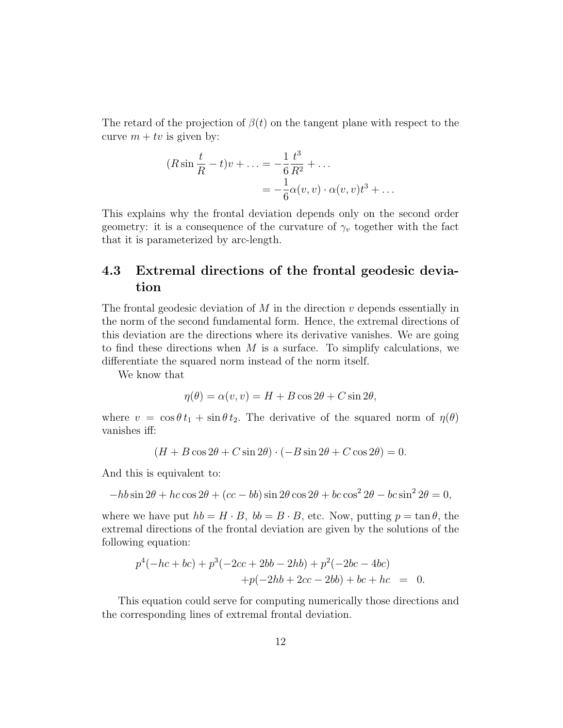The retard of the projection of $\beta(t)$ on the tangent plane with respect to the curve $m + tv$ is given by:

$$
\begin{aligned}
(R \sin \frac{t}{R} - t)v + \ldots &= -\frac{1}{6}\frac{t^3}{R^2} + \ldots \\
&= -\frac{1}{6}\alpha(v,v) \cdot \alpha(v,v)t^3 + \ldots
\end{aligned}
$$

This explains why the frontal deviation depends only on the second order geometry: it is a consequence of the curvature of $\gamma_v$ together with the fact that it is parameterized by arc-length.

## 4.3 Extremal directions of the frontal geodesic deviation

The frontal geodesic deviation of $M$ in the direction $v$ depends essentially in the norm of the second fundamental form. Hence, the extremal directions of this deviation are the directions where its derivative vanishes. We are going to find these directions when $M$ is a surface. To simplify calculations, we differentiate the squared norm instead of the norm itself.

We know that

$$
\eta(\theta) = \alpha(v,v) = H + B \cos 2\theta + C \sin 2\theta,
$$

where $v = \cos\theta\, t_1 + \sin\theta\, t_2$. The derivative of the squared norm of $\eta(\theta)$ vanishes iff:

$$
(H + B\cos 2\theta + C \sin 2\theta) \cdot (-B \sin 2\theta + C \cos 2\theta) = 0.
$$

And this is equivalent to:

$$
-hb \sin 2\theta + hc \cos 2\theta + (cc - bb) \sin 2\theta \cos 2\theta + bc \cos^2 2\theta - bc \sin^2 2\theta = 0,
$$

where we have put $hb = H \cdot B$, $bb = B \cdot B$, etc. Now, putting $p = \tan\theta$, the extremal directions of the frontal deviation are given by the solutions of the following equation:

$$
\begin{aligned}
p^4(-hc + bc) + p^3(-2cc + 2bb - 2hb) + p^2(-2bc - 4bc) \\
+ p(-2hb + 2cc - 2bb) + bc + hc &= 0.
\end{aligned}
$$

This equation could serve for computing numerically those directions and the corresponding lines of extremal frontal deviation.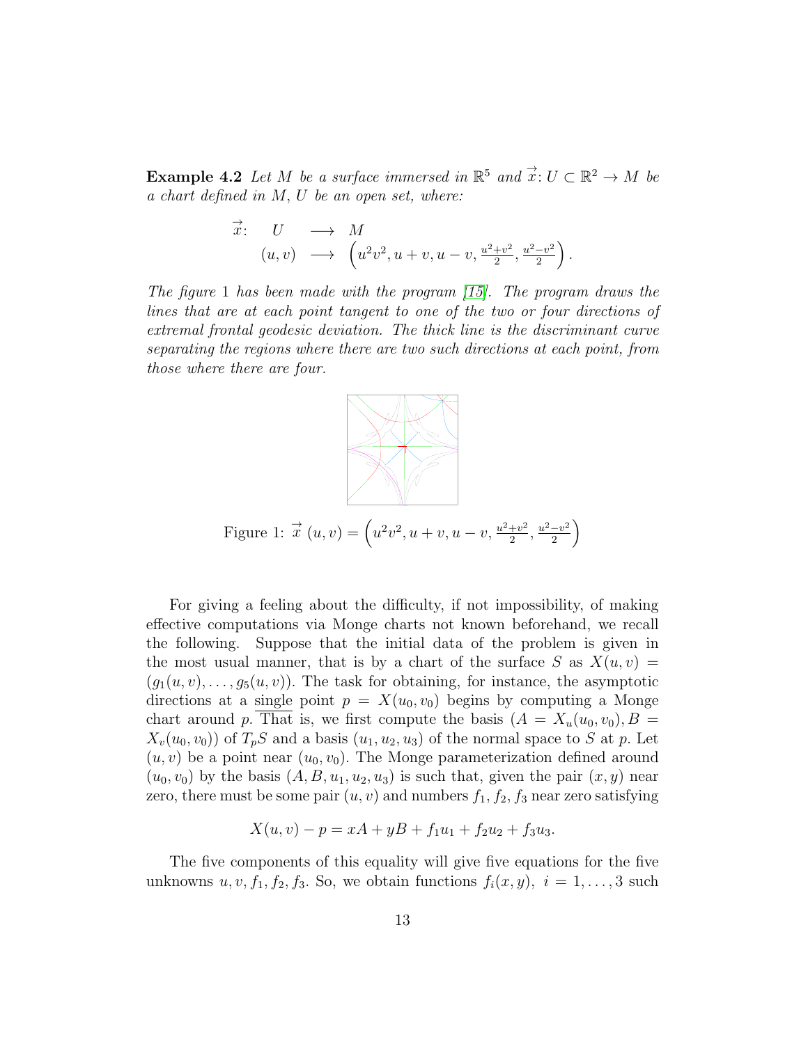**Example 4.2** *Let $M$ be a surface immersed in $\mathbb{R}^5$ and $\vec{x}\colon U \subset \mathbb{R}^2 \to M$ be a chart defined in $M$, $U$ be an open set, where:*

$$\begin{array}{rccl} \vec{x}\colon & U & \longrightarrow & M \\ & (u,v) & \longrightarrow & \left(u^2v^2, u+v, u-v, \frac{u^2+v^2}{2}, \frac{u^2-v^2}{2}\right). \end{array}$$

*The figure 1 has been made with the program [15]. The program draws the lines that are at each point tangent to one of the two or four directions of extremal frontal geodesic deviation. The thick line is the discriminant curve separating the regions where there are two such directions at each point, from those where there are four.*

Figure 1: $\vec{x}\,(u,v) = \left(u^2v^2, u+v, u-v, \frac{u^2+v^2}{2}, \frac{u^2-v^2}{2}\right)$

For giving a feeling about the difficulty, if not impossibility, of making effective computations via Monge charts not known beforehand, we recall the following. Suppose that the initial data of the problem is given in the most usual manner, that is by a chart of the surface $S$ as $X(u,v) = (g_1(u,v), \ldots, g_5(u,v))$. The task for obtaining, for instance, the asymptotic directions at a single point $p = X(u_0, v_0)$ begins by computing a Monge chart around $p$. That is, we first compute the basis $(A = X_u(u_0, v_0), B = X_v(u_0, v_0))$ of $T_pS$ and a basis $(u_1, u_2, u_3)$ of the normal space to $S$ at $p$. Let $(u,v)$ be a point near $(u_0, v_0)$. The Monge parameterization defined around $(u_0, v_0)$ by the basis $(A, B, u_1, u_2, u_3)$ is such that, given the pair $(x,y)$ near zero, there must be some pair $(u,v)$ and numbers $f_1, f_2, f_3$ near zero satisfying

$$X(u,v) - p = xA + yB + f_1u_1 + f_2u_2 + f_3u_3.$$

The five components of this equality will give five equations for the five unknowns $u, v, f_1, f_2, f_3$. So, we obtain functions $f_i(x,y)$, $i = 1, \ldots, 3$ such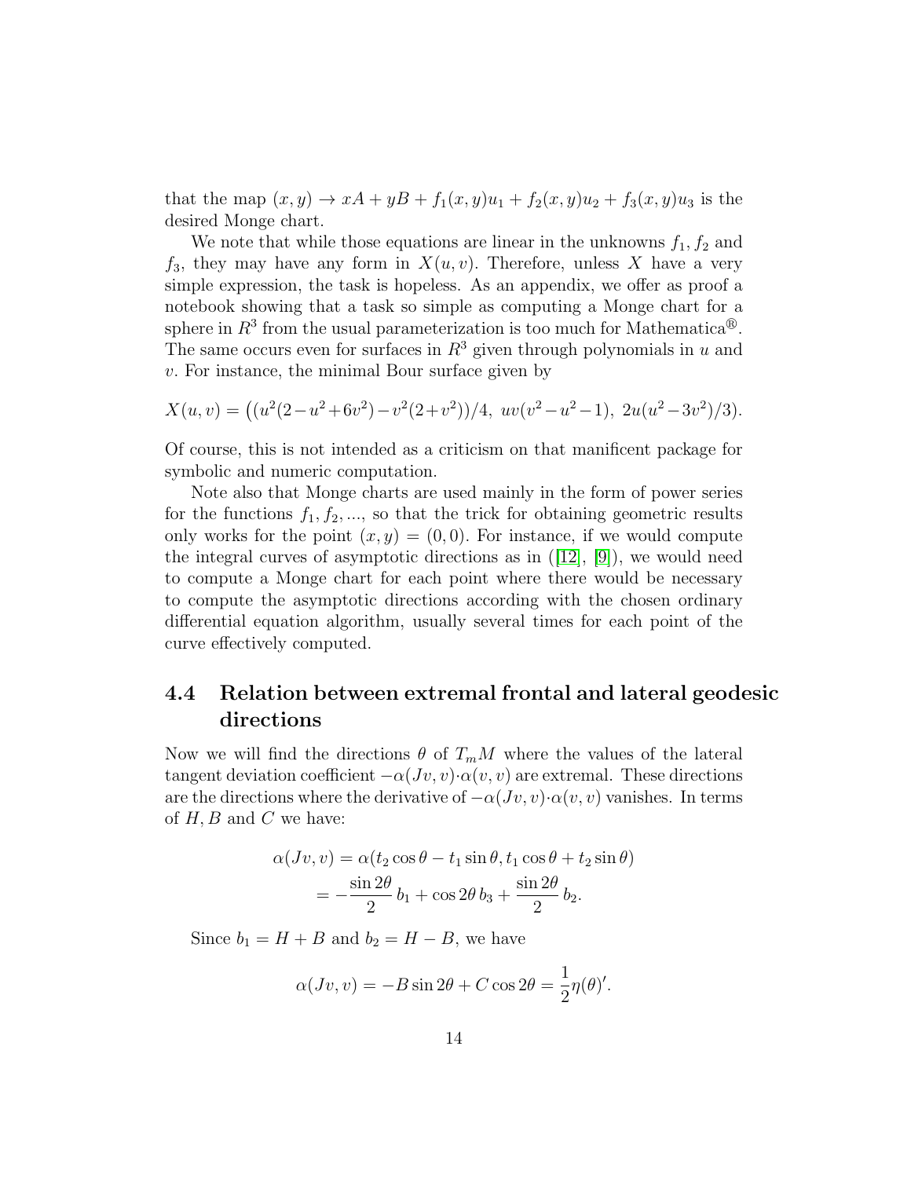that the map $(x, y) \to xA + yB + f_1(x, y)u_1 + f_2(x, y)u_2 + f_3(x, y)u_3$ is the desired Monge chart.

We note that while those equations are linear in the unknowns $f_1, f_2$ and $f_3$, they may have any form in $X(u, v)$. Therefore, unless $X$ have a very simple expression, the task is hopeless. As an appendix, we offer as proof a notebook showing that a task so simple as computing a Monge chart for a sphere in $R^3$ from the usual parameterization is too much for Mathematica®. The same occurs even for surfaces in $R^3$ given through polynomials in $u$ and $v$. For instance, the minimal Bour surface given by

$$X(u, v) = \big((u^2(2-u^2+6v^2)-v^2(2+v^2))/4,\ uv(v^2-u^2-1),\ 2u(u^2-3v^2)/3\big).$$

Of course, this is not intended as a criticism on that manificent package for symbolic and numeric computation.

Note also that Monge charts are used mainly in the form of power series for the functions $f_1, f_2, ...$, so that the trick for obtaining geometric results only works for the point $(x, y) = (0, 0)$. For instance, if we would compute the integral curves of asymptotic directions as in ([12], [9]), we would need to compute a Monge chart for each point where there would be necessary to compute the asymptotic directions according with the chosen ordinary differential equation algorithm, usually several times for each point of the curve effectively computed.

## 4.4 Relation between extremal frontal and lateral geodesic directions

Now we will find the directions $\theta$ of $T_mM$ where the values of the lateral tangent deviation coefficient $-\alpha(Jv, v)\cdot\alpha(v, v)$ are extremal. These directions are the directions where the derivative of $-\alpha(Jv, v)\cdot\alpha(v, v)$ vanishes. In terms of $H, B$ and $C$ we have:

$$\begin{aligned}\alpha(Jv, v) &= \alpha(t_2\cos\theta - t_1\sin\theta, t_1\cos\theta + t_2\sin\theta)\\ &= -\frac{\sin 2\theta}{2}\, b_1 + \cos 2\theta\, b_3 + \frac{\sin 2\theta}{2}\, b_2.\end{aligned}$$

Since $b_1 = H + B$ and $b_2 = H - B$, we have

$$\alpha(Jv, v) = -B\sin 2\theta + C\cos 2\theta = \frac{1}{2}\eta(\theta)'.$$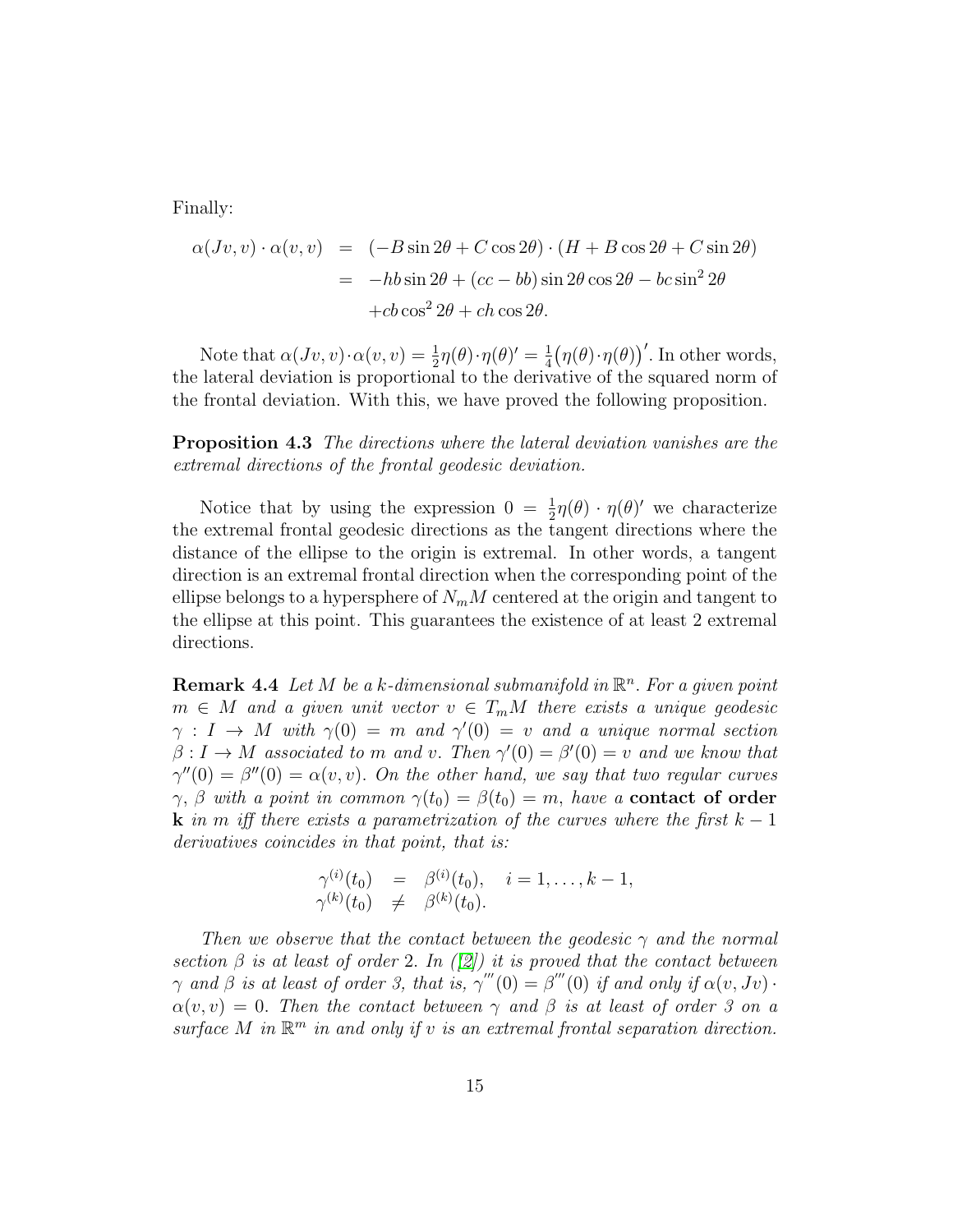Finally:

$$
\begin{aligned}
\alpha(Jv, v) \cdot \alpha(v, v) &= (-B \sin 2\theta + C \cos 2\theta) \cdot (H + B \cos 2\theta + C \sin 2\theta) \\
&= -hb \sin 2\theta + (cc - bb) \sin 2\theta \cos 2\theta - bc \sin^2 2\theta \\
&\quad + cb \cos^2 2\theta + ch \cos 2\theta.
\end{aligned}
$$

Note that $\alpha(Jv, v) \cdot \alpha(v, v) = \frac{1}{2}\eta(\theta) \cdot \eta(\theta)' = \frac{1}{4}\big(\eta(\theta) \cdot \eta(\theta)\big)'$. In other words, the lateral deviation is proportional to the derivative of the squared norm of the frontal deviation. With this, we have proved the following proposition.

**Proposition 4.3** *The directions where the lateral deviation vanishes are the extremal directions of the frontal geodesic deviation.*

Notice that by using the expression $0 = \frac{1}{2}\eta(\theta) \cdot \eta(\theta)'$ we characterize the extremal frontal geodesic directions as the tangent directions where the distance of the ellipse to the origin is extremal. In other words, a tangent direction is an extremal frontal direction when the corresponding point of the ellipse belongs to a hypersphere of $N_m M$ centered at the origin and tangent to the ellipse at this point. This guarantees the existence of at least 2 extremal directions.

**Remark 4.4** *Let $M$ be a $k$-dimensional submanifold in $\mathbb{R}^n$. For a given point $m \in M$ and a given unit vector $v \in T_m M$ there exists a unique geodesic $\gamma : I \to M$ with $\gamma(0) = m$ and $\gamma'(0) = v$ and a unique normal section $\beta : I \to M$ associated to $m$ and $v$. Then $\gamma'(0) = \beta'(0) = v$ and we know that $\gamma''(0) = \beta''(0) = \alpha(v, v)$. On the other hand, we say that two regular curves $\gamma$, $\beta$ with a point in common $\gamma(t_0) = \beta(t_0) = m$, have a* **contact of order k** *in $m$ iff there exists a parametrization of the curves where the first $k-1$ derivatives coincides in that point, that is:*

$$
\begin{aligned}
\gamma^{(i)}(t_0) &= \beta^{(i)}(t_0), \quad i = 1, \ldots, k-1, \\
\gamma^{(k)}(t_0) &\neq \beta^{(k)}(t_0).
\end{aligned}
$$

*Then we observe that the contact between the geodesic $\gamma$ and the normal section $\beta$ is at least of order 2. In ([2]) it is proved that the contact between $\gamma$ and $\beta$ is at least of order 3, that is, $\gamma'''(0) = \beta'''(0)$ if and only if $\alpha(v, Jv) \cdot \alpha(v, v) = 0$. Then the contact between $\gamma$ and $\beta$ is at least of order 3 on a surface $M$ in $\mathbb{R}^m$ in and only if $v$ is an extremal frontal separation direction.*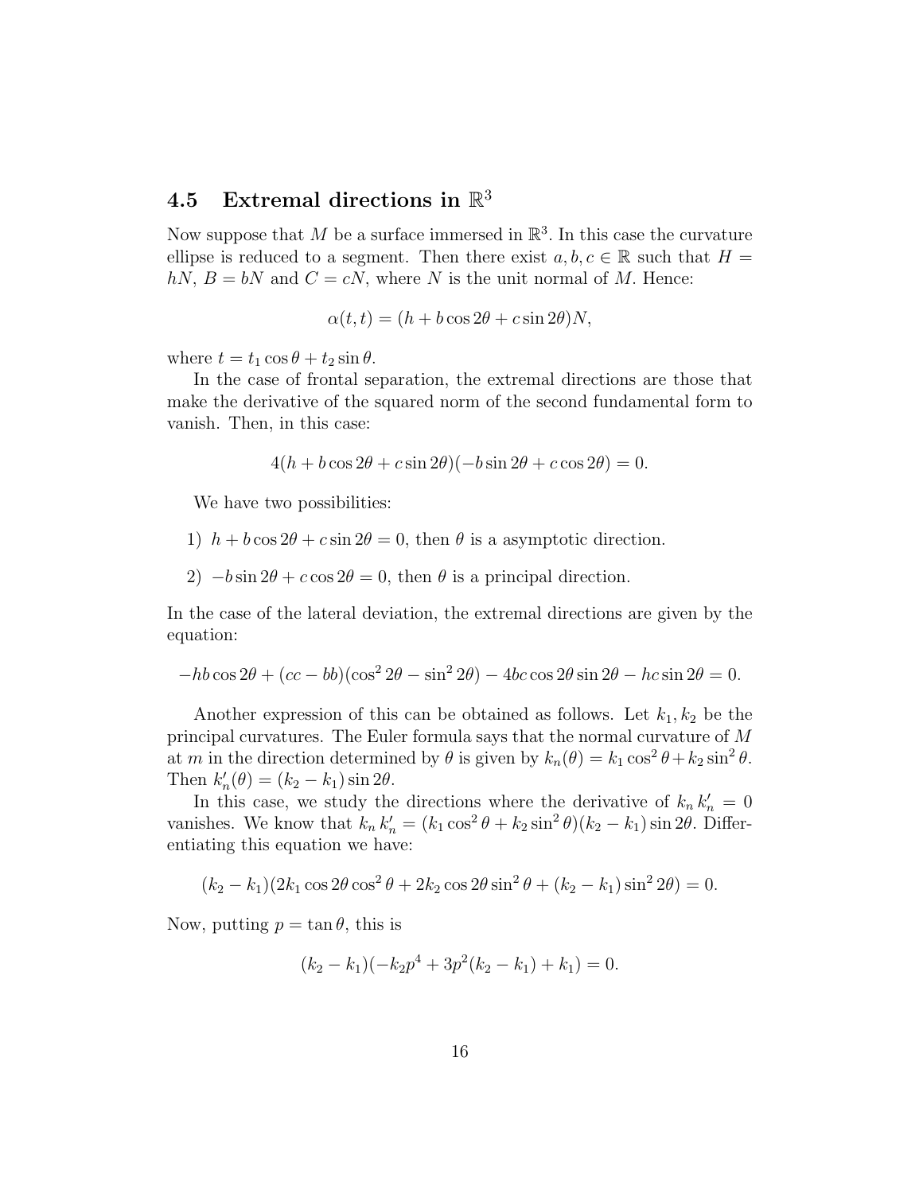### 4.5 Extremal directions in $\mathbb{R}^3$

Now suppose that $M$ be a surface immersed in $\mathbb{R}^3$. In this case the curvature ellipse is reduced to a segment. Then there exist $a, b, c \in \mathbb{R}$ such that $H = hN$, $B = bN$ and $C = cN$, where $N$ is the unit normal of $M$. Hence:

$$\alpha(t,t) = (h + b\cos 2\theta + c\sin 2\theta)N,$$

where $t = t_1 \cos\theta + t_2 \sin\theta$.

In the case of frontal separation, the extremal directions are those that make the derivative of the squared norm of the second fundamental form to vanish. Then, in this case:

$$4(h + b\cos 2\theta + c\sin 2\theta)(-b\sin 2\theta + c\cos 2\theta) = 0.$$

We have two possibilities:

1) $h + b\cos 2\theta + c\sin 2\theta = 0$, then $\theta$ is a asymptotic direction.

2) $-b\sin 2\theta + c\cos 2\theta = 0$, then $\theta$ is a principal direction.

In the case of the lateral deviation, the extremal directions are given by the equation:

$$-hb\cos 2\theta + (cc - bb)(\cos^2 2\theta - \sin^2 2\theta) - 4bc\cos 2\theta \sin 2\theta - hc\sin 2\theta = 0.$$

Another expression of this can be obtained as follows. Let $k_1, k_2$ be the principal curvatures. The Euler formula says that the normal curvature of $M$ at $m$ in the direction determined by $\theta$ is given by $k_n(\theta) = k_1\cos^2\theta + k_2\sin^2\theta$. Then $k_n'(\theta) = (k_2 - k_1)\sin 2\theta$.

In this case, we study the directions where the derivative of $k_n\, k_n' = 0$ vanishes. We know that $k_n\, k_n' = (k_1\cos^2\theta + k_2\sin^2\theta)(k_2 - k_1)\sin 2\theta$. Differentiating this equation we have:

$$(k_2 - k_1)(2k_1\cos 2\theta\cos^2\theta + 2k_2\cos 2\theta\sin^2\theta + (k_2 - k_1)\sin^2 2\theta) = 0.$$

Now, putting $p = \tan\theta$, this is

$$(k_2 - k_1)(-k_2 p^4 + 3p^2(k_2 - k_1) + k_1) = 0.$$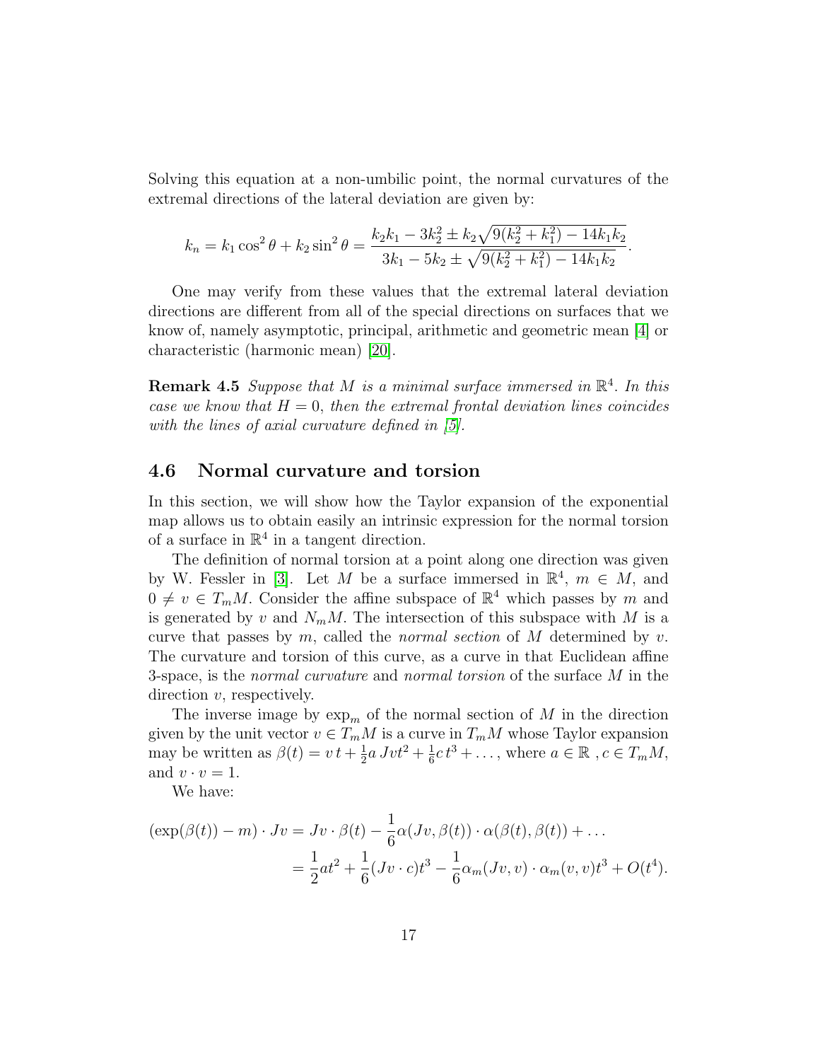Solving this equation at a non-umbilic point, the normal curvatures of the extremal directions of the lateral deviation are given by:

$$k_n = k_1 \cos^2\theta + k_2 \sin^2\theta = \frac{k_2 k_1 - 3k_2^2 \pm k_2\sqrt{9(k_2^2 + k_1^2) - 14k_1k_2}}{3k_1 - 5k_2 \pm \sqrt{9(k_2^2 + k_1^2) - 14k_1k_2}}.$$

One may verify from these values that the extremal lateral deviation directions are different from all of the special directions on surfaces that we know of, namely asymptotic, principal, arithmetic and geometric mean [4] or characteristic (harmonic mean) [20].

**Remark 4.5** *Suppose that $M$ is a minimal surface immersed in $\mathbb{R}^4$. In this case we know that $H = 0$, then the extremal frontal deviation lines coincides with the lines of axial curvature defined in [5].*

## 4.6 Normal curvature and torsion

In this section, we will show how the Taylor expansion of the exponential map allows us to obtain easily an intrinsic expression for the normal torsion of a surface in $\mathbb{R}^4$ in a tangent direction.

The definition of normal torsion at a point along one direction was given by W. Fessler in [3]. Let $M$ be a surface immersed in $\mathbb{R}^4$, $m \in M$, and $0 \neq v \in T_mM$. Consider the affine subspace of $\mathbb{R}^4$ which passes by $m$ and is generated by $v$ and $N_mM$. The intersection of this subspace with $M$ is a curve that passes by $m$, called the *normal section* of $M$ determined by $v$. The curvature and torsion of this curve, as a curve in that Euclidean affine 3-space, is the *normal curvature* and *normal torsion* of the surface $M$ in the direction $v$, respectively.

The inverse image by $\exp_m$ of the normal section of $M$ in the direction given by the unit vector $v \in T_mM$ is a curve in $T_mM$ whose Taylor expansion may be written as $\beta(t) = v\,t + \frac{1}{2}a\,Jvt^2 + \frac{1}{6}c\,t^3 + \ldots$, where $a \in \mathbb{R}$ , $c \in T_mM$, and $v \cdot v = 1$.

We have:

$$\begin{aligned}(\exp(\beta(t)) - m) \cdot Jv &= Jv \cdot \beta(t) - \frac{1}{6}\alpha(Jv, \beta(t)) \cdot \alpha(\beta(t), \beta(t)) + \ldots \\ &= \frac{1}{2}at^2 + \frac{1}{6}(Jv \cdot c)t^3 - \frac{1}{6}\alpha_m(Jv, v) \cdot \alpha_m(v, v)t^3 + O(t^4).\end{aligned}$$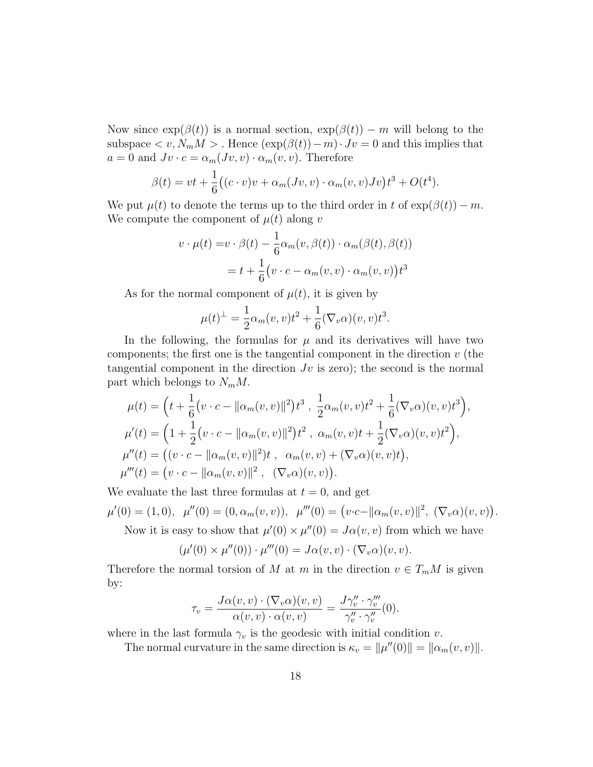Now since $\exp(\beta(t))$ is a normal section, $\exp(\beta(t)) - m$ will belong to the subspace $< v, N_m M >$. Hence $(\exp(\beta(t))-m)\cdot Jv = 0$ and this implies that $a = 0$ and $Jv \cdot c = \alpha_m(Jv, v) \cdot \alpha_m(v, v)$. Therefore

$$\beta(t) = vt + \frac{1}{6}\big((c\cdot v)v + \alpha_m(Jv, v)\cdot \alpha_m(v, v)Jv\big)t^3 + O(t^4).$$

We put $\mu(t)$ to denote the terms up to the third order in $t$ of $\exp(\beta(t)) - m$. We compute the component of $\mu(t)$ along $v$

$$\begin{aligned} v\cdot \mu(t) =& v\cdot \beta(t) - \frac{1}{6}\alpha_m(v, \beta(t))\cdot \alpha_m(\beta(t), \beta(t)) \\ =& t + \frac{1}{6}\big(v\cdot c - \alpha_m(v, v)\cdot \alpha_m(v, v)\big)t^3 \end{aligned}$$

As for the normal component of $\mu(t)$, it is given by

$$\mu(t)^{\perp} = \frac{1}{2}\alpha_m(v, v)t^2 + \frac{1}{6}(\nabla_v\alpha)(v, v)t^3.$$

In the following, the formulas for $\mu$ and its derivatives will have two components; the first one is the tangential component in the direction $v$ (the tangential component in the direction $Jv$ is zero); the second is the normal part which belongs to $N_m M$.

$$\begin{aligned} \mu(t) &= \Big(t + \frac{1}{6}\big(v\cdot c - \|\alpha_m(v, v)\|^2\big)t^3\ ,\ \frac{1}{2}\alpha_m(v, v)t^2 + \frac{1}{6}(\nabla_v\alpha)(v, v)t^3\Big), \\ \mu'(t) &= \Big(1 + \frac{1}{2}\big(v\cdot c - \|\alpha_m(v, v)\|^2\big)t^2\ ,\ \alpha_m(v, v)t + \frac{1}{2}(\nabla_v\alpha)(v, v)t^2\Big), \\ \mu''(t) &= \big((v\cdot c - \|\alpha_m(v, v)\|^2)t\ ,\ \ \alpha_m(v, v) + (\nabla_v\alpha)(v, v)t\big), \\ \mu'''(t) &= \big(v\cdot c - \|\alpha_m(v, v)\|^2\ ,\ \ (\nabla_v\alpha)(v, v)\big). \end{aligned}$$

We evaluate the last three formulas at $t = 0$, and get

$$\mu'(0) = (1, 0),\ \ \mu''(0) = (0, \alpha_m(v, v)),\ \ \mu'''(0) = \big(v\cdot c - \|\alpha_m(v, v)\|^2,\ (\nabla_v\alpha)(v, v)\big).$$

Now it is easy to show that $\mu'(0)\times\mu''(0) = J\alpha(v, v)$ from which we have

$$(\mu'(0)\times\mu''(0))\cdot\mu'''(0) = J\alpha(v, v)\cdot(\nabla_v\alpha)(v, v).$$

Therefore the normal torsion of $M$ at $m$ in the direction $v \in T_m M$ is given by:

$$\tau_v = \frac{J\alpha(v, v)\cdot(\nabla_v\alpha)(v, v)}{\alpha(v, v)\cdot\alpha(v, v)} = \frac{J\gamma_v''\cdot\gamma_v'''}{\gamma_v''\cdot\gamma_v''}(0).$$

where in the last formula $\gamma_v$ is the geodesic with initial condition $v$.

The normal curvature in the same direction is $\kappa_v = \|\mu''(0)\| = \|\alpha_m(v, v)\|$.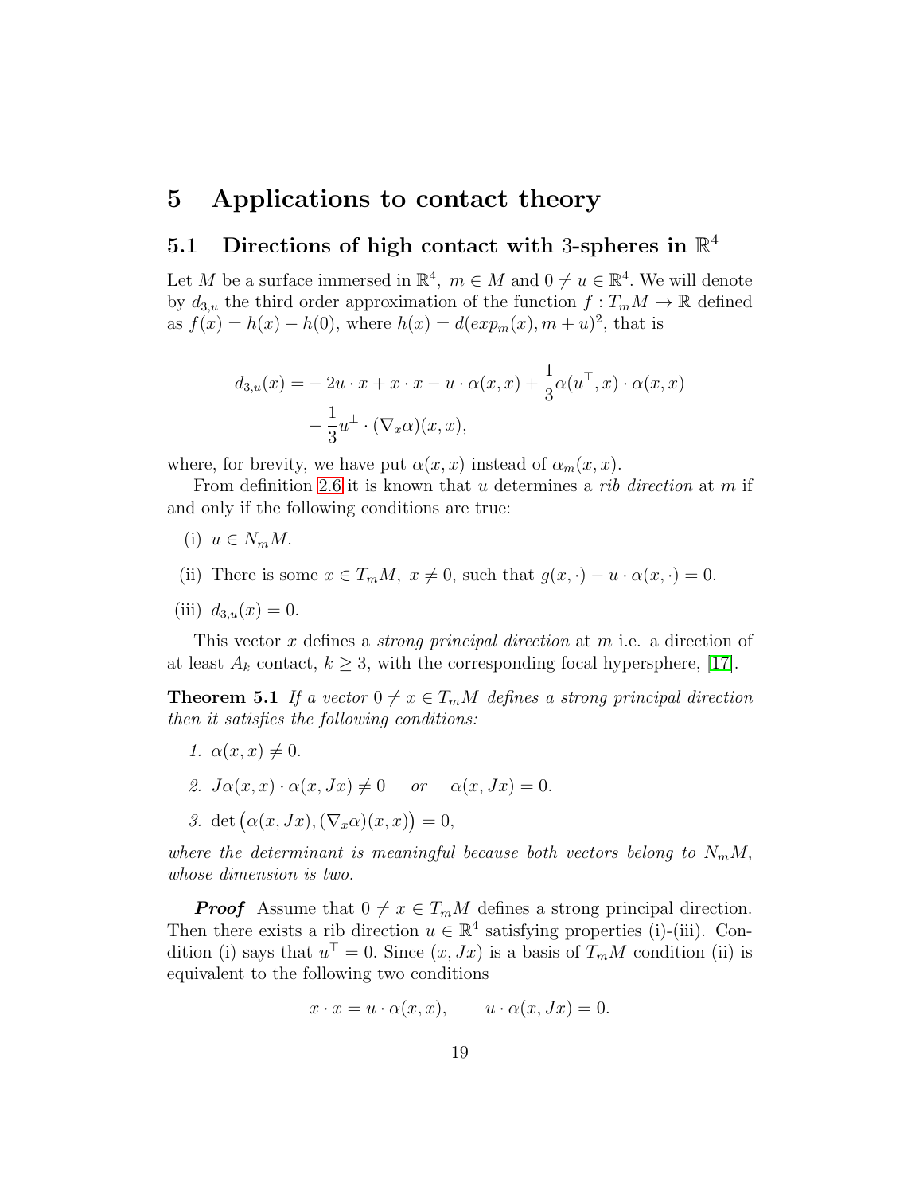# 5 Applications to contact theory

## 5.1 Directions of high contact with 3-spheres in $\mathbb{R}^4$

Let $M$ be a surface immersed in $\mathbb{R}^4$, $m \in M$ and $0 \neq u \in \mathbb{R}^4$. We will denote by $d_{3,u}$ the third order approximation of the function $f : T_mM \to \mathbb{R}$ defined as $f(x) = h(x) - h(0)$, where $h(x) = d(exp_m(x), m + u)^2$, that is

$$
\begin{aligned}
d_{3,u}(x) = &-2u \cdot x + x \cdot x - u \cdot \alpha(x,x) + \frac{1}{3}\alpha(u^\top, x) \cdot \alpha(x,x) \\
&- \frac{1}{3} u^\perp \cdot (\nabla_x \alpha)(x,x),
\end{aligned}
$$

where, for brevity, we have put $\alpha(x,x)$ instead of $\alpha_m(x,x)$.

From definition 2.6 it is known that $u$ determines a *rib direction* at $m$ if and only if the following conditions are true:

(i) $u \in N_mM$.

(ii) There is some $x \in T_mM$, $x \neq 0$, such that $g(x,\cdot) - u \cdot \alpha(x,\cdot) = 0$.

(iii) $d_{3,u}(x) = 0$.

This vector $x$ defines a *strong principal direction* at $m$ i.e. a direction of at least $A_k$ contact, $k \geq 3$, with the corresponding focal hypersphere, [17].

**Theorem 5.1** *If a vector $0 \neq x \in T_mM$ defines a strong principal direction then it satisfies the following conditions:*

1. $\alpha(x,x) \neq 0$.
2. $J\alpha(x,x) \cdot \alpha(x,Jx) \neq 0$ *or* $\alpha(x,Jx) = 0$.
3. $\det\big(\alpha(x,Jx), (\nabla_x \alpha)(x,x)\big) = 0$,

*where the determinant is meaningful because both vectors belong to $N_mM$, whose dimension is two.*

***Proof*** Assume that $0 \neq x \in T_mM$ defines a strong principal direction. Then there exists a rib direction $u \in \mathbb{R}^4$ satisfying properties (i)-(iii). Condition (i) says that $u^\top = 0$. Since $(x, Jx)$ is a basis of $T_mM$ condition (ii) is equivalent to the following two conditions

$$
x \cdot x = u \cdot \alpha(x,x), \qquad u \cdot \alpha(x,Jx) = 0.
$$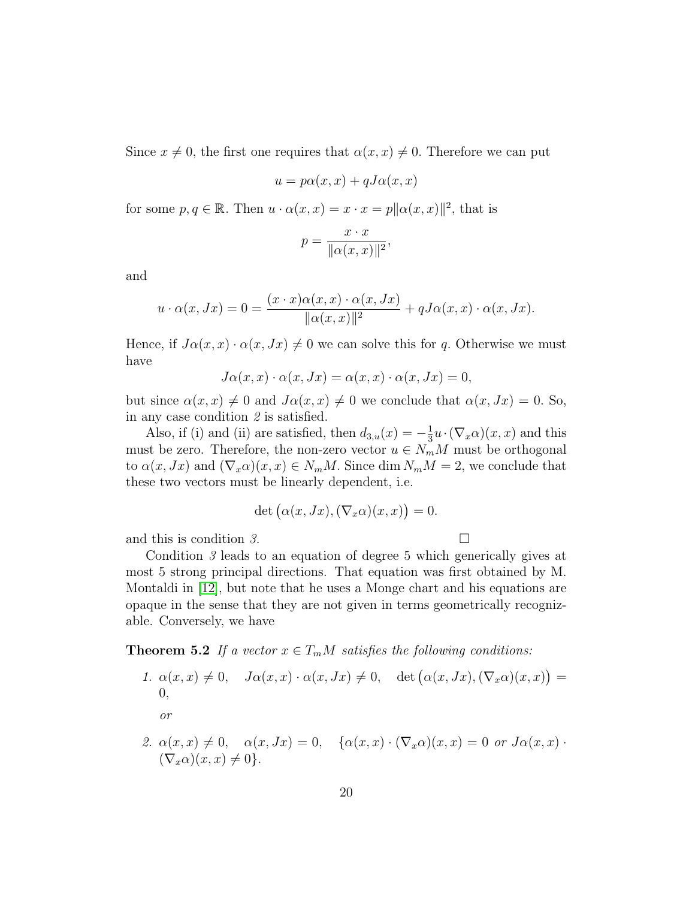Since $x \neq 0$, the first one requires that $\alpha(x,x) \neq 0$. Therefore we can put

$$u = p\alpha(x,x) + qJ\alpha(x,x)$$

for some $p, q \in \mathbb{R}$. Then $u \cdot \alpha(x,x) = x \cdot x = p\|\alpha(x,x)\|^2$, that is

$$p = \frac{x \cdot x}{\|\alpha(x,x)\|^2},$$

and

$$u \cdot \alpha(x, Jx) = 0 = \frac{(x \cdot x)\alpha(x,x) \cdot \alpha(x, Jx)}{\|\alpha(x,x)\|^2} + qJ\alpha(x,x) \cdot \alpha(x, Jx).$$

Hence, if $J\alpha(x,x) \cdot \alpha(x, Jx) \neq 0$ we can solve this for $q$. Otherwise we must have

$$J\alpha(x,x) \cdot \alpha(x, Jx) = \alpha(x,x) \cdot \alpha(x, Jx) = 0,$$

but since $\alpha(x,x) \neq 0$ and $J\alpha(x,x) \neq 0$ we conclude that $\alpha(x, Jx) = 0$. So, in any case condition *2* is satisfied.

Also, if (i) and (ii) are satisfied, then $d_{3,u}(x) = -\frac{1}{3} u \cdot (\nabla_x \alpha)(x,x)$ and this must be zero. Therefore, the non-zero vector $u \in N_m M$ must be orthogonal to $\alpha(x, Jx)$ and $(\nabla_x \alpha)(x,x) \in N_m M$. Since $\dim N_m M = 2$, we conclude that these two vectors must be linearly dependent, i.e.

$$\det\big(\alpha(x, Jx), (\nabla_x \alpha)(x,x)\big) = 0.$$

and this is condition *3*. □

Condition *3* leads to an equation of degree 5 which generically gives at most 5 strong principal directions. That equation was first obtained by M. Montaldi in [12], but note that he uses a Monge chart and his equations are opaque in the sense that they are not given in terms geometrically recognizable. Conversely, we have

**Theorem 5.2** *If a vector $x \in T_m M$ satisfies the following conditions:*

1. $\alpha(x,x) \neq 0, \quad J\alpha(x,x) \cdot \alpha(x, Jx) \neq 0, \quad \det\big(\alpha(x, Jx), (\nabla_x \alpha)(x,x)\big) = 0,$

   *or*

2. $\alpha(x,x) \neq 0, \quad \alpha(x, Jx) = 0, \quad \{\alpha(x,x) \cdot (\nabla_x \alpha)(x,x) = 0$ *or* $J\alpha(x,x) \cdot (\nabla_x \alpha)(x,x) \neq 0\}.$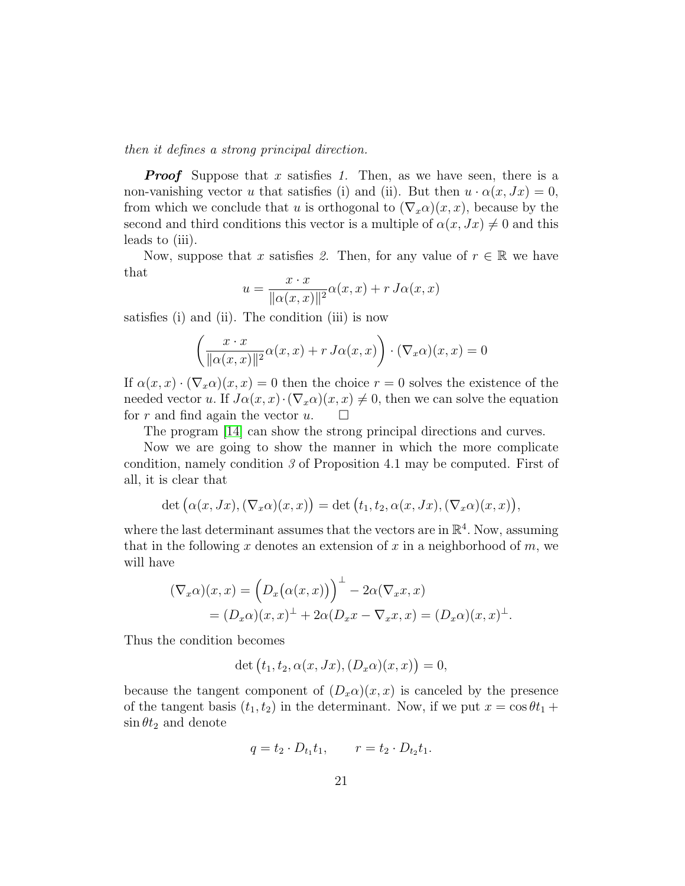*then it defines a strong principal direction.*

***Proof*** Suppose that $x$ satisfies *1.* Then, as we have seen, there is a non-vanishing vector $u$ that satisfies (i) and (ii). But then $u \cdot \alpha(x, Jx) = 0$, from which we conclude that $u$ is orthogonal to $(\nabla_x \alpha)(x, x)$, because by the second and third conditions this vector is a multiple of $\alpha(x, Jx) \neq 0$ and this leads to (iii).

Now, suppose that $x$ satisfies *2.* Then, for any value of $r \in \mathbb{R}$ we have that

$$u = \frac{x \cdot x}{\|\alpha(x,x)\|^2} \alpha(x,x) + r\, J\alpha(x,x)$$

satisfies (i) and (ii). The condition (iii) is now

$$\left( \frac{x \cdot x}{\|\alpha(x,x)\|^2} \alpha(x,x) + r\, J\alpha(x,x) \right) \cdot (\nabla_x \alpha)(x,x) = 0$$

If $\alpha(x,x) \cdot (\nabla_x \alpha)(x,x) = 0$ then the choice $r = 0$ solves the existence of the needed vector $u$. If $J\alpha(x,x) \cdot (\nabla_x \alpha)(x,x) \neq 0$, then we can solve the equation for $r$ and find again the vector $u$. $\square$

The program [14] can show the strong principal directions and curves.

Now we are going to show the manner in which the more complicate condition, namely condition *3* of Proposition 4.1 may be computed. First of all, it is clear that

$$\det\big(\alpha(x, Jx), (\nabla_x \alpha)(x,x)\big) = \det\big(t_1, t_2, \alpha(x, Jx), (\nabla_x \alpha)(x,x)\big),$$

where the last determinant assumes that the vectors are in $\mathbb{R}^4$. Now, assuming that in the following $x$ denotes an extension of $x$ in a neighborhood of $m$, we will have

$$\begin{aligned}
(\nabla_x \alpha)(x,x) &= \Big(D_x\big(\alpha(x,x)\big)\Big)^{\perp} - 2\alpha(\nabla_x x, x) \\
&= (D_x \alpha)(x,x)^{\perp} + 2\alpha(D_x x - \nabla_x x, x) = (D_x \alpha)(x,x)^{\perp}.
\end{aligned}$$

Thus the condition becomes

$$\det\big(t_1, t_2, \alpha(x, Jx), (D_x \alpha)(x,x)\big) = 0,$$

because the tangent component of $(D_x \alpha)(x,x)$ is canceled by the presence of the tangent basis $(t_1, t_2)$ in the determinant. Now, if we put $x = \cos\theta t_1 + \sin\theta t_2$ and denote

$$q = t_2 \cdot D_{t_1} t_1, \qquad r = t_2 \cdot D_{t_2} t_1.$$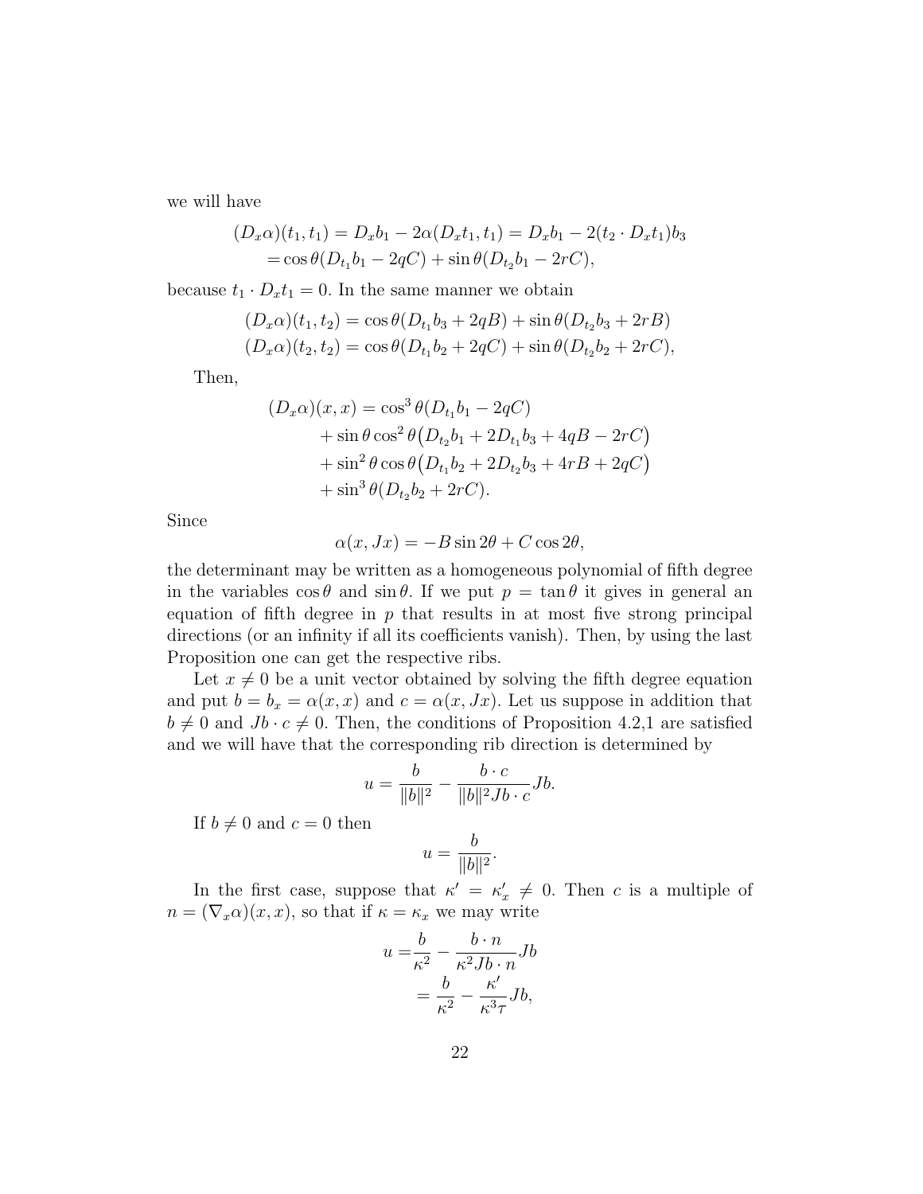we will have

$$
\begin{aligned}
(D_x\alpha)(t_1,t_1) &= D_x b_1 - 2\alpha(D_x t_1, t_1) = D_x b_1 - 2(t_2\cdot D_x t_1) b_3\\
&= \cos\theta(D_{t_1} b_1 - 2qC) + \sin\theta(D_{t_2} b_1 - 2rC),
\end{aligned}
$$

because $t_1 \cdot D_x t_1 = 0$. In the same manner we obtain

$$
\begin{aligned}
(D_x\alpha)(t_1,t_2) &= \cos\theta(D_{t_1} b_3 + 2qB) + \sin\theta(D_{t_2} b_3 + 2rB)\\
(D_x\alpha)(t_2,t_2) &= \cos\theta(D_{t_1} b_2 + 2qC) + \sin\theta(D_{t_2} b_2 + 2rC),
\end{aligned}
$$

Then,

$$
\begin{aligned}
(D_x\alpha)(x,x) &= \cos^3\theta(D_{t_1} b_1 - 2qC)\\
&+ \sin\theta\cos^2\theta\big(D_{t_2} b_1 + 2D_{t_1} b_3 + 4qB - 2rC\big)\\
&+ \sin^2\theta\cos\theta\big(D_{t_1} b_2 + 2D_{t_2} b_3 + 4rB + 2qC\big)\\
&+ \sin^3\theta(D_{t_2} b_2 + 2rC).
\end{aligned}
$$

Since

$$
\alpha(x, Jx) = -B\sin 2\theta + C\cos 2\theta,
$$

the determinant may be written as a homogeneous polynomial of fifth degree in the variables $\cos\theta$ and $\sin\theta$. If we put $p = \tan\theta$ it gives in general an equation of fifth degree in $p$ that results in at most five strong principal directions (or an infinity if all its coefficients vanish). Then, by using the last Proposition one can get the respective ribs.

Let $x \neq 0$ be a unit vector obtained by solving the fifth degree equation and put $b = b_x = \alpha(x,x)$ and $c = \alpha(x, Jx)$. Let us suppose in addition that $b \neq 0$ and $Jb \cdot c \neq 0$. Then, the conditions of Proposition 4.2,1 are satisfied and we will have that the corresponding rib direction is determined by

$$
u = \frac{b}{\|b\|^2} - \frac{b\cdot c}{\|b\|^2 Jb\cdot c} Jb.
$$

If $b \neq 0$ and $c = 0$ then

$$
u = \frac{b}{\|b\|^2}.
$$

In the first case, suppose that $\kappa' = \kappa'_x \neq 0$. Then $c$ is a multiple of $n = (\nabla_x\alpha)(x,x)$, so that if $\kappa = \kappa_x$ we may write

$$
\begin{aligned}
u =& \frac{b}{\kappa^2} - \frac{b\cdot n}{\kappa^2 Jb\cdot n} Jb\\
=& \frac{b}{\kappa^2} - \frac{\kappa'}{\kappa^3 \tau} Jb,
\end{aligned}
$$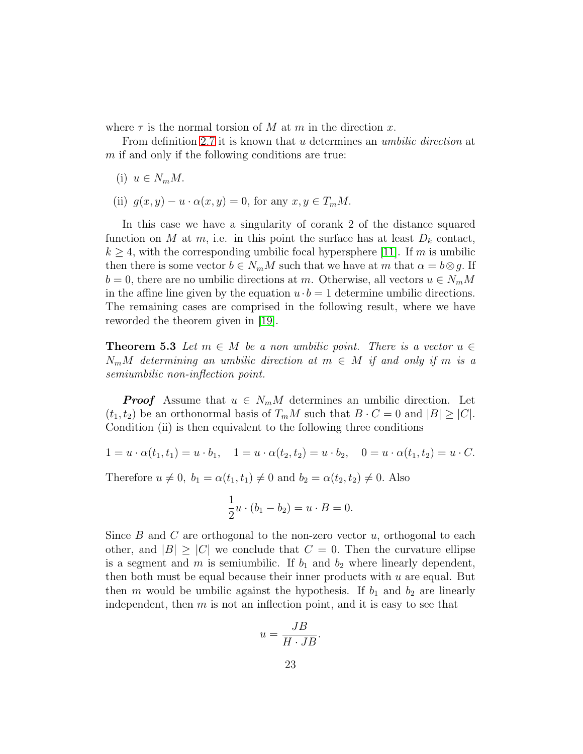where $\tau$ is the normal torsion of $M$ at $m$ in the direction $x$.

From definition 2.7 it is known that $u$ determines an *umbilic direction* at $m$ if and only if the following conditions are true:

(i) $u \in N_m M$.

(ii) $g(x, y) - u \cdot \alpha(x, y) = 0$, for any $x, y \in T_m M$.

In this case we have a singularity of corank 2 of the distance squared function on $M$ at $m$, i.e. in this point the surface has at least $D_k$ contact, $k \geq 4$, with the corresponding umbilic focal hypersphere [11]. If $m$ is umbilic then there is some vector $b \in N_m M$ such that we have at $m$ that $\alpha = b \otimes g$. If $b = 0$, there are no umbilic directions at $m$. Otherwise, all vectors $u \in N_m M$ in the affine line given by the equation $u \cdot b = 1$ determine umbilic directions. The remaining cases are comprised in the following result, where we have reworded the theorem given in [19].

**Theorem 5.3** *Let $m \in M$ be a non umbilic point. There is a vector $u \in N_m M$ determining an umbilic direction at $m \in M$ if and only if $m$ is a semiumbilic non-inflection point.*

***Proof*** Assume that $u \in N_m M$ determines an umbilic direction. Let $(t_1, t_2)$ be an orthonormal basis of $T_m M$ such that $B \cdot C = 0$ and $|B| \geq |C|$. Condition (ii) is then equivalent to the following three conditions

$$1 = u \cdot \alpha(t_1, t_1) = u \cdot b_1, \quad 1 = u \cdot \alpha(t_2, t_2) = u \cdot b_2, \quad 0 = u \cdot \alpha(t_1, t_2) = u \cdot C.$$

Therefore $u \neq 0$, $b_1 = \alpha(t_1, t_1) \neq 0$ and $b_2 = \alpha(t_2, t_2) \neq 0$. Also

$$\frac{1}{2} u \cdot (b_1 - b_2) = u \cdot B = 0.$$

Since $B$ and $C$ are orthogonal to the non-zero vector $u$, orthogonal to each other, and $|B| \geq |C|$ we conclude that $C = 0$. Then the curvature ellipse is a segment and $m$ is semiumbilic. If $b_1$ and $b_2$ where linearly dependent, then both must be equal because their inner products with $u$ are equal. But then $m$ would be umbilic against the hypothesis. If $b_1$ and $b_2$ are linearly independent, then $m$ is not an inflection point, and it is easy to see that

$$u = \frac{JB}{H \cdot JB}.$$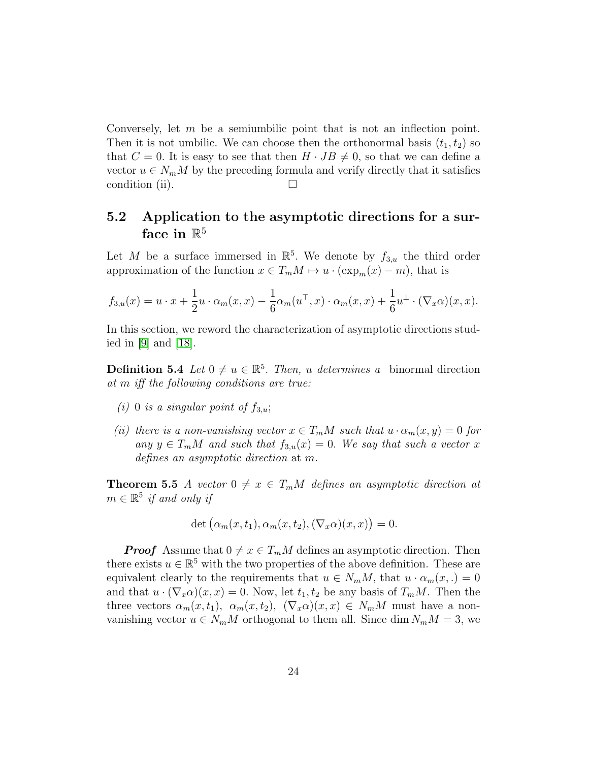Conversely, let $m$ be a semiumbilic point that is not an inflection point. Then it is not umbilic. We can choose then the orthonormal basis $(t_1, t_2)$ so that $C = 0$. It is easy to see that then $H \cdot JB \neq 0$, so that we can define a vector $u \in N_m M$ by the preceding formula and verify directly that it satisfies condition (ii). $\square$

## 5.2 Application to the asymptotic directions for a surface in $\mathbb{R}^5$

Let $M$ be a surface immersed in $\mathbb{R}^5$. We denote by $f_{3,u}$ the third order approximation of the function $x \in T_m M \mapsto u \cdot (\exp_m(x) - m)$, that is

$$f_{3,u}(x) = u \cdot x + \frac{1}{2} u \cdot \alpha_m(x,x) - \frac{1}{6} \alpha_m(u^\top, x) \cdot \alpha_m(x,x) + \frac{1}{6} u^\perp \cdot (\nabla_x \alpha)(x,x).$$

In this section, we reword the characterization of asymptotic directions studied in [9] and [18].

**Definition 5.4** *Let $0 \neq u \in \mathbb{R}^5$. Then, $u$ determines a* binormal direction *at $m$ iff the following conditions are true:*

*(i) $0$ is a singular point of $f_{3,u}$;*

*(ii) there is a non-vanishing vector $x \in T_m M$ such that $u \cdot \alpha_m(x,y) = 0$ for any $y \in T_m M$ and such that $f_{3,u}(x) = 0$. We say that such a vector $x$ defines an asymptotic direction at $m$.*

**Theorem 5.5** *A vector $0 \neq x \in T_m M$ defines an asymptotic direction at $m \in \mathbb{R}^5$ if and only if*

$$\det\big(\alpha_m(x,t_1), \alpha_m(x,t_2), (\nabla_x \alpha)(x,x)\big) = 0.$$

***Proof*** Assume that $0 \neq x \in T_m M$ defines an asymptotic direction. Then there exists $u \in \mathbb{R}^5$ with the two properties of the above definition. These are equivalent clearly to the requirements that $u \in N_m M$, that $u \cdot \alpha_m(x,.) = 0$ and that $u \cdot (\nabla_x \alpha)(x,x) = 0$. Now, let $t_1, t_2$ be any basis of $T_m M$. Then the three vectors $\alpha_m(x,t_1)$, $\alpha_m(x,t_2)$, $(\nabla_x \alpha)(x,x) \in N_m M$ must have a non-vanishing vector $u \in N_m M$ orthogonal to them all. Since $\dim N_m M = 3$, we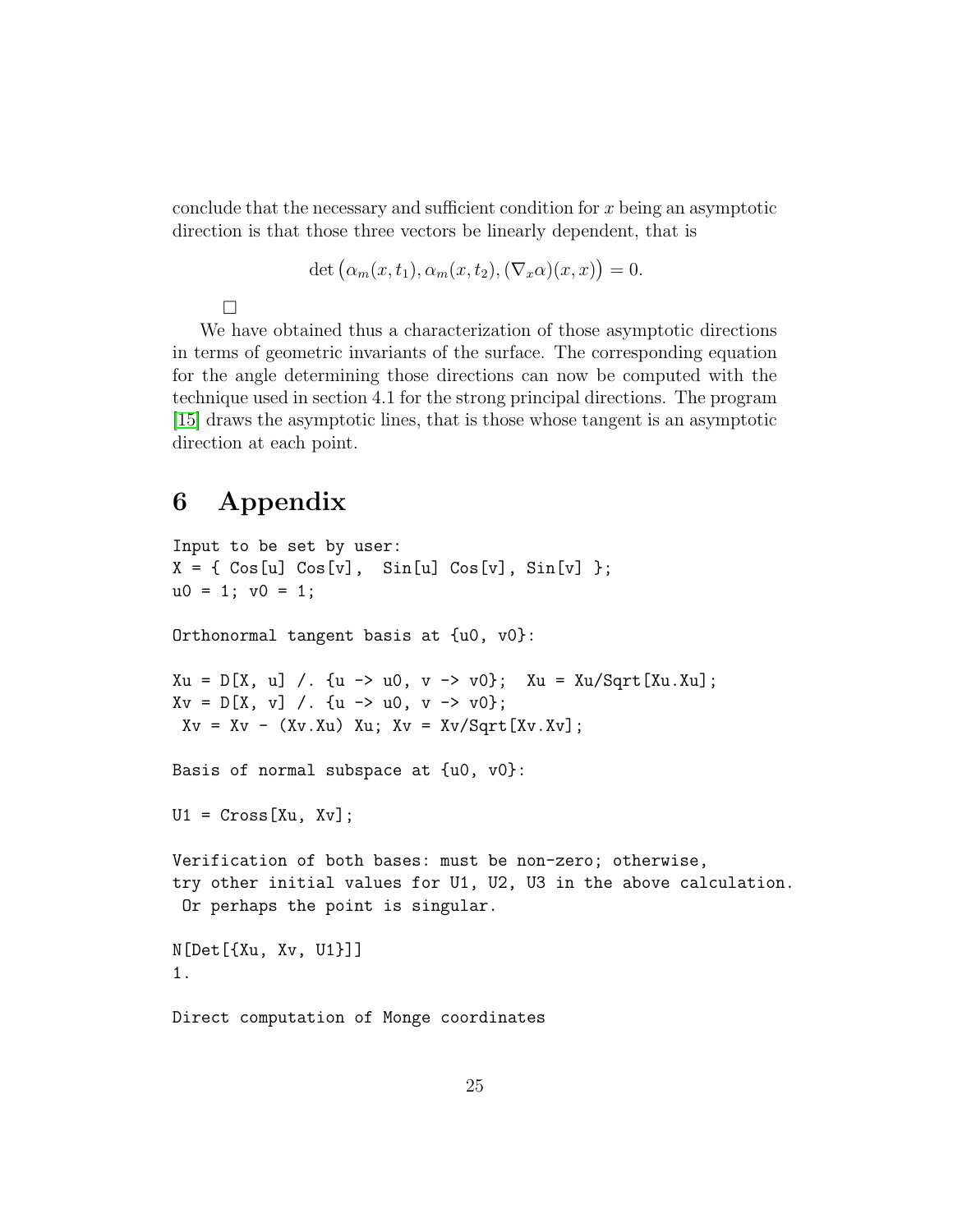conclude that the necessary and sufficient condition for $x$ being an asymptotic direction is that those three vectors be linearly dependent, that is

$$\det\left(\alpha_m(x, t_1), \alpha_m(x, t_2), (\nabla_x \alpha)(x, x)\right) = 0.$$

□

We have obtained thus a characterization of those asymptotic directions in terms of geometric invariants of the surface. The corresponding equation for the angle determining those directions can now be computed with the technique used in section 4.1 for the strong principal directions. The program [15] draws the asymptotic lines, that is those whose tangent is an asymptotic direction at each point.

# 6 Appendix

```
Input to be set by user:
X = { Cos[u] Cos[v],  Sin[u] Cos[v], Sin[v] };
u0 = 1; v0 = 1;

Orthonormal tangent basis at {u0, v0}:

Xu = D[X, u] /. {u -> u0, v -> v0};  Xu = Xu/Sqrt[Xu.Xu];
Xv = D[X, v] /. {u -> u0, v -> v0};
 Xv = Xv - (Xv.Xu) Xu; Xv = Xv/Sqrt[Xv.Xv];

Basis of normal subspace at {u0, v0}:

U1 = Cross[Xu, Xv];

Verification of both bases: must be non-zero; otherwise,
try other initial values for U1, U2, U3 in the above calculation.
 Or perhaps the point is singular.

N[Det[{Xu, Xv, U1}]]
1.

Direct computation of Monge coordinates
```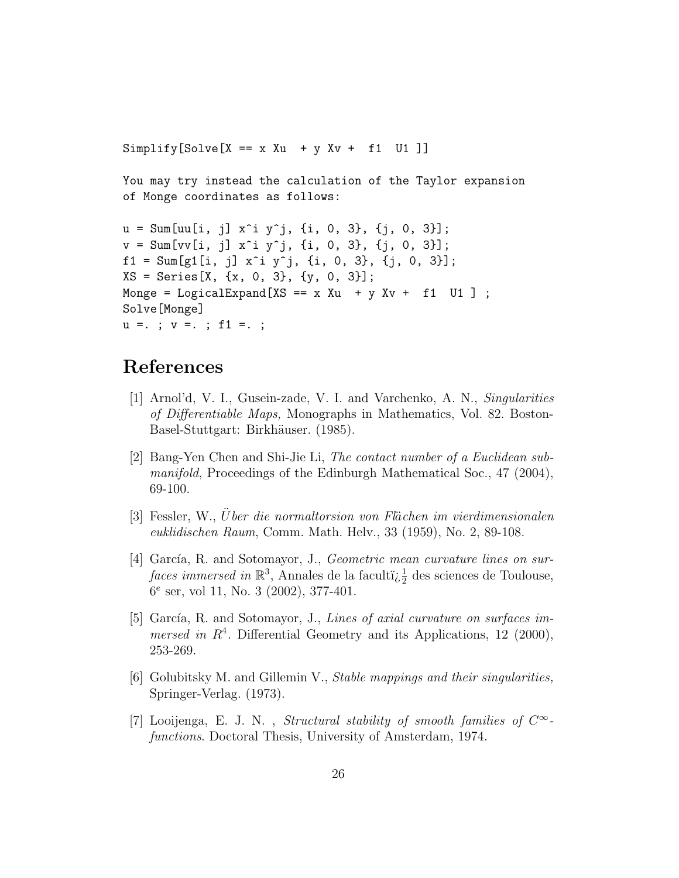```
Simplify[Solve[X == x Xu  + y Xv +  f1  U1 ]]
```

You may try instead the calculation of the Taylor expansion of Monge coordinates as follows:

```
u = Sum[uu[i, j] x^i y^j, {i, 0, 3}, {j, 0, 3}];
v = Sum[vv[i, j] x^i y^j, {i, 0, 3}, {j, 0, 3}];
f1 = Sum[g1[i, j] x^i y^j, {i, 0, 3}, {j, 0, 3}];
XS = Series[X, {x, 0, 3}, {y, 0, 3}];
Monge = LogicalExpand[XS == x Xu  + y Xv +  f1  U1 ] ;
Solve[Monge]
u =. ; v =. ; f1 =. ;
```

# References

[1] Arnol'd, V. I., Gusein-zade, V. I. and Varchenko, A. N., *Singularities of Differentiable Maps,* Monographs in Mathematics, Vol. 82. Boston-Basel-Stuttgart: Birkhäuser. (1985).

[2] Bang-Yen Chen and Shi-Jie Li, *The contact number of a Euclidean submanifold*, Proceedings of the Edinburgh Mathematical Soc., 47 (2004), 69-100.

[3] Fessler, W., *Über die normaltorsion von Flächen im vierdimensionalen euklidischen Raum*, Comm. Math. Helv., 33 (1959), No. 2, 89-108.

[4] García, R. and Sotomayor, J., *Geometric mean curvature lines on surfaces immersed in* $\mathbb{R}^3$, Annales de la facultï¿½ des sciences de Toulouse, $6^e$ ser, vol 11, No. 3 (2002), 377-401.

[5] García, R. and Sotomayor, J., *Lines of axial curvature on surfaces immersed in* $R^4$. Differential Geometry and its Applications, 12 (2000), 253-269.

[6] Golubitsky M. and Gillemin V., *Stable mappings and their singularities,* Springer-Verlag. (1973).

[7] Looijenga, E. J. N. , *Structural stability of smooth families of* $C^\infty$*-functions*. Doctoral Thesis, University of Amsterdam, 1974.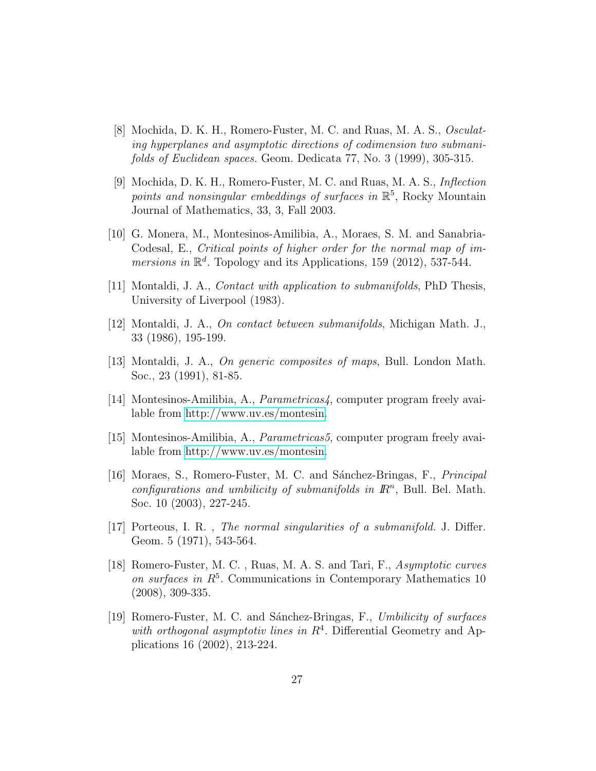[8] Mochida, D. K. H., Romero-Fuster, M. C. and Ruas, M. A. S., *Osculating hyperplanes and asymptotic directions of codimension two submanifolds of Euclidean spaces.* Geom. Dedicata 77, No. 3 (1999), 305-315.

[9] Mochida, D. K. H., Romero-Fuster, M. C. and Ruas, M. A. S., *Inflection points and nonsingular embeddings of surfaces in* $\mathbb{R}^5$, Rocky Mountain Journal of Mathematics, 33, 3, Fall 2003.

[10] G. Monera, M., Montesinos-Amilibia, A., Moraes, S. M. and Sanabria-Codesal, E., *Critical points of higher order for the normal map of immersions in* $\mathbb{R}^d$. Topology and its Applications, 159 (2012), 537-544.

[11] Montaldi, J. A., *Contact with application to submanifolds*, PhD Thesis, University of Liverpool (1983).

[12] Montaldi, J. A., *On contact between submanifolds*, Michigan Math. J., 33 (1986), 195-199.

[13] Montaldi, J. A., *On generic composites of maps*, Bull. London Math. Soc., 23 (1991), 81-85.

[14] Montesinos-Amilibia, A., *Parametricas4*, computer program freely available from http://www.uv.es/montesin.

[15] Montesinos-Amilibia, A., *Parametricas5*, computer program freely available from http://www.uv.es/montesin.

[16] Moraes, S., Romero-Fuster, M. C. and Sánchez-Bringas, F., *Principal configurations and umbilicity of submanifolds in* $I\!R^n$, Bull. Bel. Math. Soc. 10 (2003), 227-245.

[17] Porteous, I. R. , *The normal singularities of a submanifold.* J. Differ. Geom. 5 (1971), 543-564.

[18] Romero-Fuster, M. C. , Ruas, M. A. S. and Tari, F., *Asymptotic curves on surfaces in* $R^5$. Communications in Contemporary Mathematics 10 (2008), 309-335.

[19] Romero-Fuster, M. C. and Sánchez-Bringas, F., *Umbilicity of surfaces with orthogonal asymptotiv lines in* $R^4$. Differential Geometry and Applications 16 (2002), 213-224.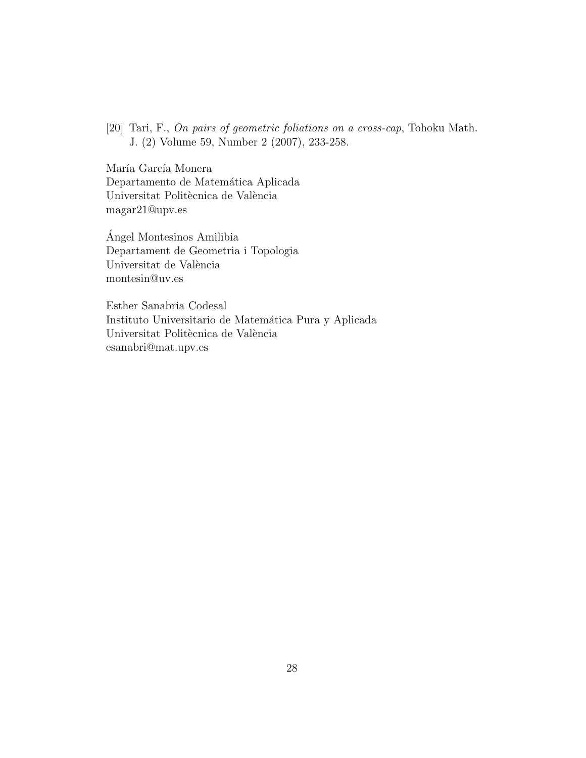[20] Tari, F., *On pairs of geometric foliations on a cross-cap*, Tohoku Math. J. (2) Volume 59, Number 2 (2007), 233-258.

María García Monera
Departamento de Matemática Aplicada
Universitat Politècnica de València
magar21@upv.es

Ángel Montesinos Amilibia
Departament de Geometria i Topologia
Universitat de València
montesin@uv.es

Esther Sanabria Codesal
Instituto Universitario de Matemática Pura y Aplicada
Universitat Politècnica de València
esanabri@mat.upv.es